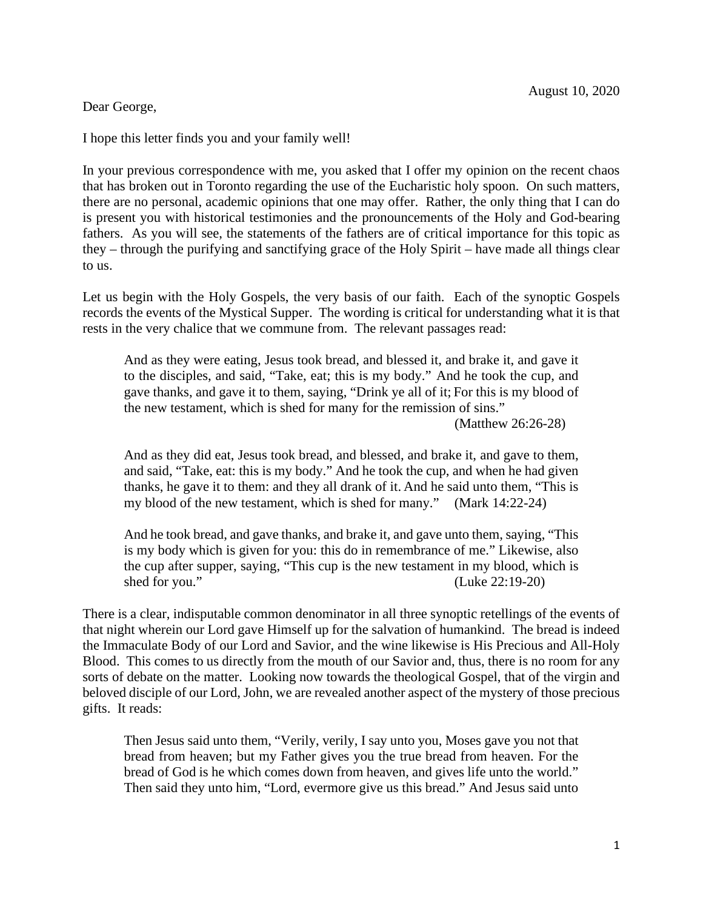August 10, 2020

Dear George,

I hope this letter finds you and your family well!

In your previous correspondence with me, you asked that I offer my opinion on the recent chaos that has broken out in Toronto regarding the use of the Eucharistic holy spoon. On such matters, there are no personal, academic opinions that one may offer. Rather, the only thing that I can do is present you with historical testimonies and the pronouncements of the Holy and God-bearing fathers. As you will see, the statements of the fathers are of critical importance for this topic as they – through the purifying and sanctifying grace of the Holy Spirit – have made all things clear to us.

Let us begin with the Holy Gospels, the very basis of our faith. Each of the synoptic Gospels records the events of the Mystical Supper. The wording is critical for understanding what it is that rests in the very chalice that we commune from. The relevant passages read:

> And as they were eating, Jesus took bread, and blessed it, and brake it, and gave it to the disciples, and said, "Take, eat; this is my body." And he took the cup, and gave thanks, and gave it to them, saying, "Drink ye all of it; For this is my blood of the new testament, which is shed for many for the remission of sins."
>
> (Matthew 26:26-28)

> And as they did eat, Jesus took bread, and blessed, and brake it, and gave to them, and said, "Take, eat: this is my body." And he took the cup, and when he had given thanks, he gave it to them: and they all drank of it. And he said unto them, "This is my blood of the new testament, which is shed for many." (Mark 14:22-24)

> And he took bread, and gave thanks, and brake it, and gave unto them, saying, "This is my body which is given for you: this do in remembrance of me." Likewise, also the cup after supper, saying, "This cup is the new testament in my blood, which is shed for you." (Luke 22:19-20)

There is a clear, indisputable common denominator in all three synoptic retellings of the events of that night wherein our Lord gave Himself up for the salvation of humankind. The bread is indeed the Immaculate Body of our Lord and Savior, and the wine likewise is His Precious and All-Holy Blood. This comes to us directly from the mouth of our Savior and, thus, there is no room for any sorts of debate on the matter. Looking now towards the theological Gospel, that of the virgin and beloved disciple of our Lord, John, we are revealed another aspect of the mystery of those precious gifts. It reads:

> Then Jesus said unto them, "Verily, verily, I say unto you, Moses gave you not that bread from heaven; but my Father gives you the true bread from heaven. For the bread of God is he which comes down from heaven, and gives life unto the world." Then said they unto him, "Lord, evermore give us this bread." And Jesus said unto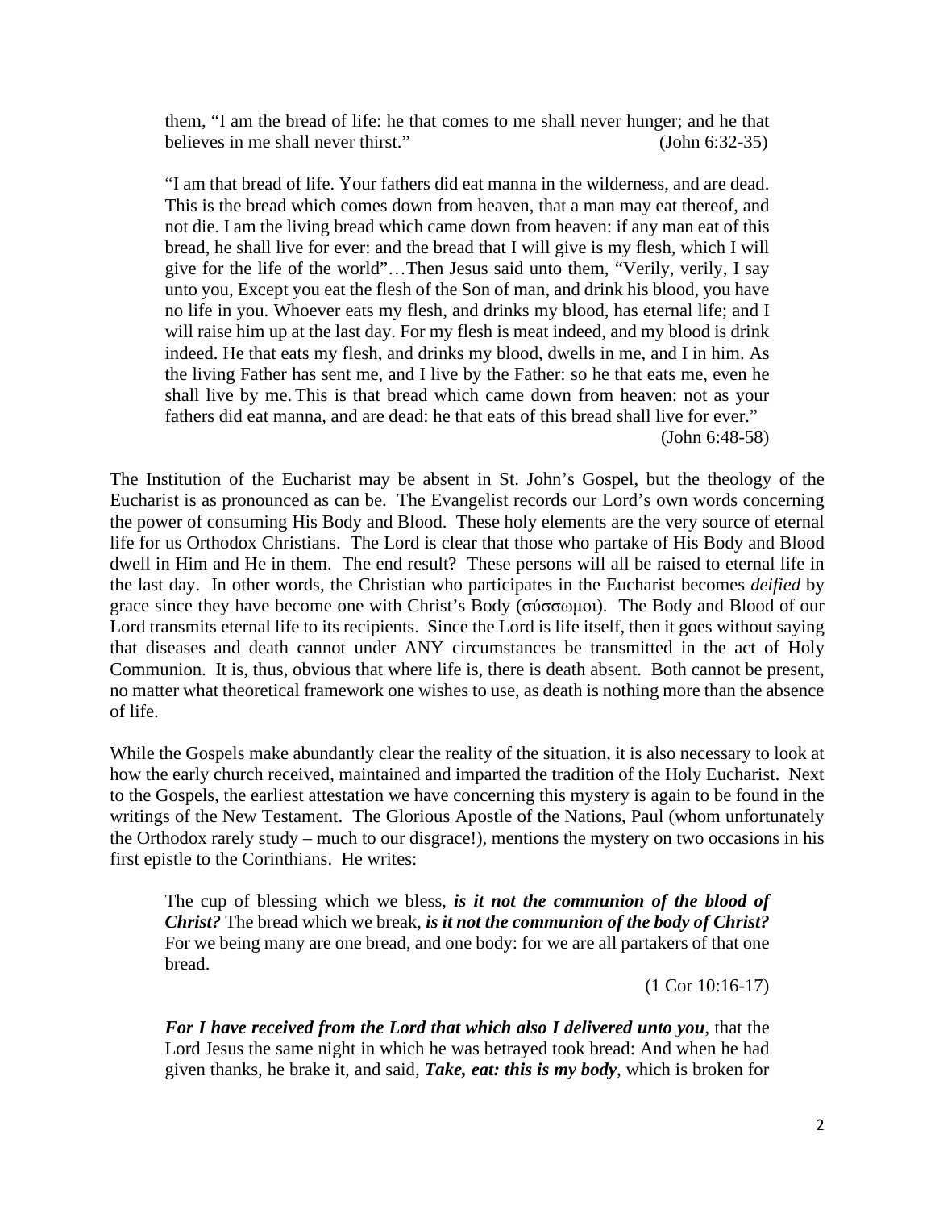> them, "I am the bread of life: he that comes to me shall never hunger; and he that believes in me shall never thirst." (John 6:32-35)

> "I am that bread of life. Your fathers did eat manna in the wilderness, and are dead. This is the bread which comes down from heaven, that a man may eat thereof, and not die. I am the living bread which came down from heaven: if any man eat of this bread, he shall live for ever: and the bread that I will give is my flesh, which I will give for the life of the world"…Then Jesus said unto them, "Verily, verily, I say unto you, Except you eat the flesh of the Son of man, and drink his blood, you have no life in you. Whoever eats my flesh, and drinks my blood, has eternal life; and I will raise him up at the last day. For my flesh is meat indeed, and my blood is drink indeed. He that eats my flesh, and drinks my blood, dwells in me, and I in him. As the living Father has sent me, and I live by the Father: so he that eats me, even he shall live by me. This is that bread which came down from heaven: not as your fathers did eat manna, and are dead: he that eats of this bread shall live for ever." (John 6:48-58)

The Institution of the Eucharist may be absent in St. John's Gospel, but the theology of the Eucharist is as pronounced as can be. The Evangelist records our Lord's own words concerning the power of consuming His Body and Blood. These holy elements are the very source of eternal life for us Orthodox Christians. The Lord is clear that those who partake of His Body and Blood dwell in Him and He in them. The end result? These persons will all be raised to eternal life in the last day. In other words, the Christian who participates in the Eucharist becomes *deified* by grace since they have become one with Christ's Body (σύσσωμοι). The Body and Blood of our Lord transmits eternal life to its recipients. Since the Lord is life itself, then it goes without saying that diseases and death cannot under ANY circumstances be transmitted in the act of Holy Communion. It is, thus, obvious that where life is, there is death absent. Both cannot be present, no matter what theoretical framework one wishes to use, as death is nothing more than the absence of life.

While the Gospels make abundantly clear the reality of the situation, it is also necessary to look at how the early church received, maintained and imparted the tradition of the Holy Eucharist. Next to the Gospels, the earliest attestation we have concerning this mystery is again to be found in the writings of the New Testament. The Glorious Apostle of the Nations, Paul (whom unfortunately the Orthodox rarely study – much to our disgrace!), mentions the mystery on two occasions in his first epistle to the Corinthians. He writes:

> The cup of blessing which we bless, ***is it not the communion of the blood of Christ?*** The bread which we break, ***is it not the communion of the body of Christ?*** For we being many are one bread, and one body: for we are all partakers of that one bread. (1 Cor 10:16-17)

> ***For I have received from the Lord that which also I delivered unto you***, that the Lord Jesus the same night in which he was betrayed took bread: And when he had given thanks, he brake it, and said, ***Take, eat: this is my body***, which is broken for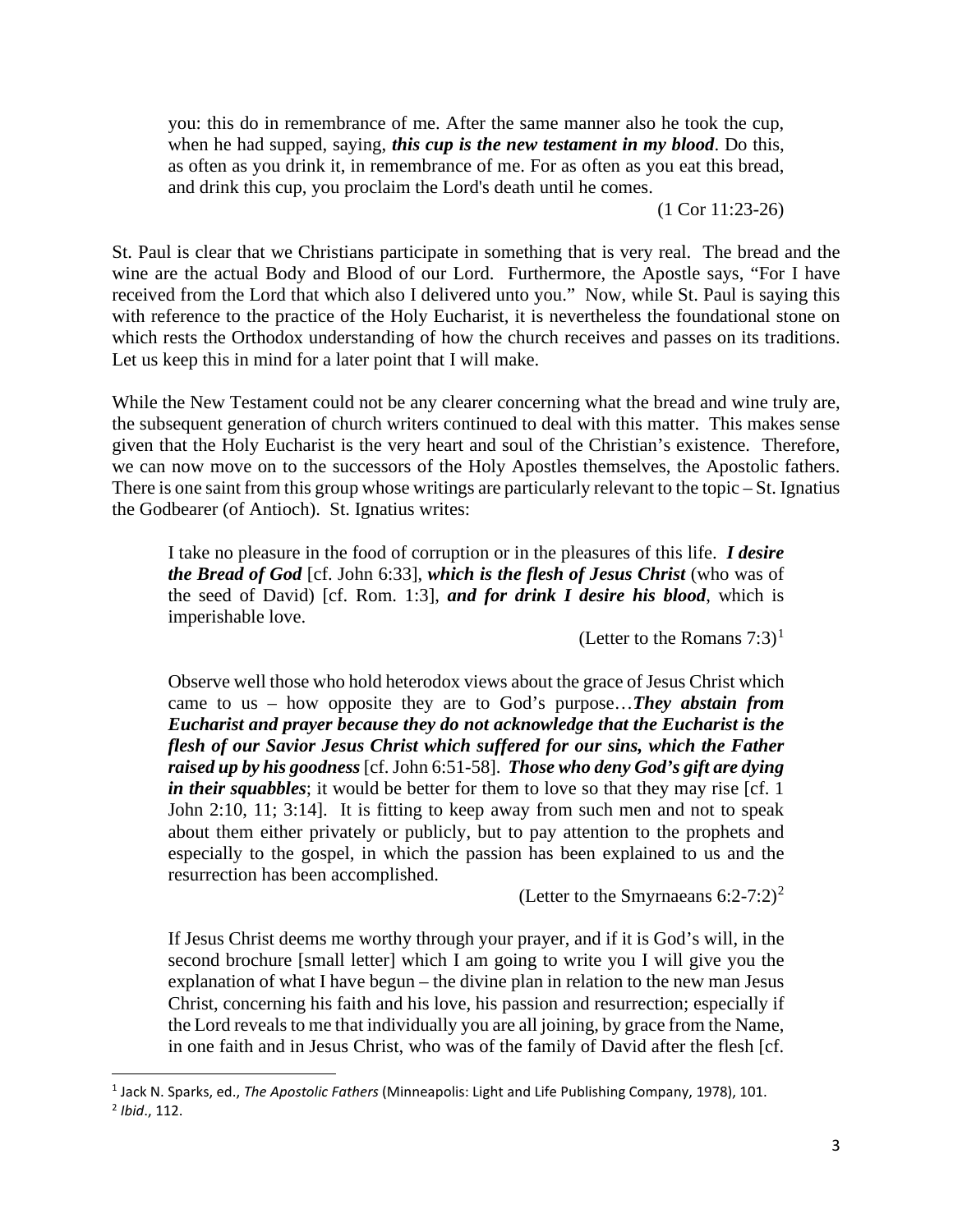> you: this do in remembrance of me. After the same manner also he took the cup, when he had supped, saying, ***this cup is the new testament in my blood***. Do this, as often as you drink it, in remembrance of me. For as often as you eat this bread, and drink this cup, you proclaim the Lord's death until he comes.
>
> (1 Cor 11:23-26)

St. Paul is clear that we Christians participate in something that is very real. The bread and the wine are the actual Body and Blood of our Lord. Furthermore, the Apostle says, "For I have received from the Lord that which also I delivered unto you." Now, while St. Paul is saying this with reference to the practice of the Holy Eucharist, it is nevertheless the foundational stone on which rests the Orthodox understanding of how the church receives and passes on its traditions. Let us keep this in mind for a later point that I will make.

While the New Testament could not be any clearer concerning what the bread and wine truly are, the subsequent generation of church writers continued to deal with this matter. This makes sense given that the Holy Eucharist is the very heart and soul of the Christian's existence. Therefore, we can now move on to the successors of the Holy Apostles themselves, the Apostolic fathers. There is one saint from this group whose writings are particularly relevant to the topic – St. Ignatius the Godbearer (of Antioch). St. Ignatius writes:

> I take no pleasure in the food of corruption or in the pleasures of this life. ***I desire the Bread of God*** [cf. John 6:33], ***which is the flesh of Jesus Christ*** (who was of the seed of David) [cf. Rom. 1:3], ***and for drink I desire his blood***, which is imperishable love.
>
> (Letter to the Romans 7:3)[1]

> Observe well those who hold heterodox views about the grace of Jesus Christ which came to us – how opposite they are to God's purpose…***They abstain from Eucharist and prayer because they do not acknowledge that the Eucharist is the flesh of our Savior Jesus Christ which suffered for our sins, which the Father raised up by his goodness*** [cf. John 6:51-58]. ***Those who deny God's gift are dying in their squabbles***; it would be better for them to love so that they may rise [cf. 1 John 2:10, 11; 3:14]. It is fitting to keep away from such men and not to speak about them either privately or publicly, but to pay attention to the prophets and especially to the gospel, in which the passion has been explained to us and the resurrection has been accomplished.
>
> (Letter to the Smyrnaeans 6:2-7:2)[2]

> If Jesus Christ deems me worthy through your prayer, and if it is God's will, in the second brochure [small letter] which I am going to write you I will give you the explanation of what I have begun – the divine plan in relation to the new man Jesus Christ, concerning his faith and his love, his passion and resurrection; especially if the Lord reveals to me that individually you are all joining, by grace from the Name, in one faith and in Jesus Christ, who was of the family of David after the flesh [cf.

---

[1] Jack N. Sparks, ed., *The Apostolic Fathers* (Minneapolis: Light and Life Publishing Company, 1978), 101.

[2] *Ibid*., 112.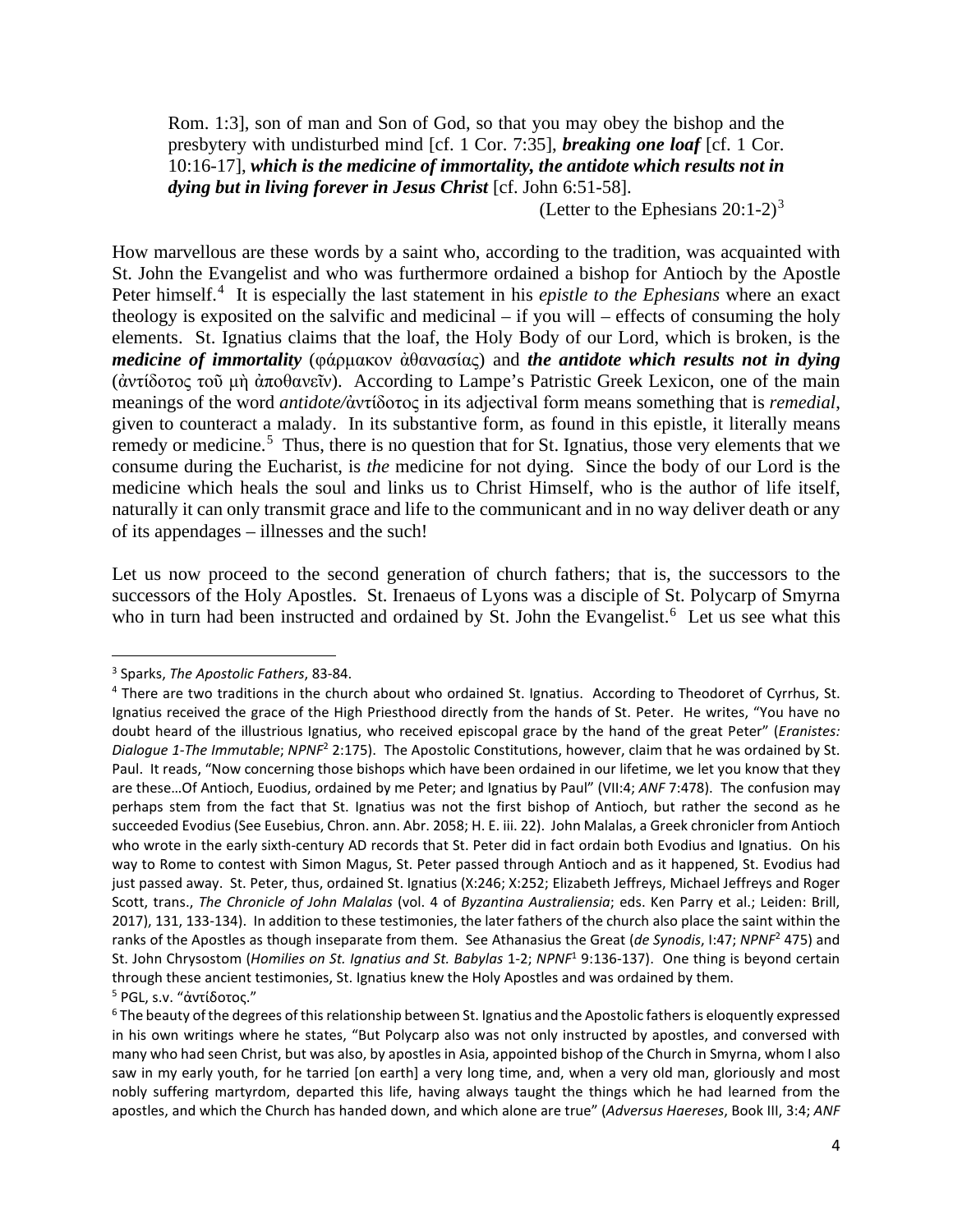> Rom. 1:3], son of man and Son of God, so that you may obey the bishop and the presbytery with undisturbed mind [cf. 1 Cor. 7:35], ***breaking one loaf*** [cf. 1 Cor. 10:16-17], ***which is the medicine of immortality, the antidote which results not in dying but in living forever in Jesus Christ*** [cf. John 6:51-58].
>
> (Letter to the Ephesians 20:1-2)[3]

How marvellous are these words by a saint who, according to the tradition, was acquainted with St. John the Evangelist and who was furthermore ordained a bishop for Antioch by the Apostle Peter himself.[4] It is especially the last statement in his *epistle to the Ephesians* where an exact theology is exposited on the salvific and medicinal – if you will – effects of consuming the holy elements. St. Ignatius claims that the loaf, the Holy Body of our Lord, which is broken, is the ***medicine of immortality*** (φάρμακον ἀθανασίας) and ***the antidote which results not in dying*** (ἀντίδοτος τοῦ μὴ ἀποθανεῖν). According to Lampe's Patristic Greek Lexicon, one of the main meanings of the word *antidote/*ἀντίδοτος in its adjectival form means something that is *remedial*, given to counteract a malady. In its substantive form, as found in this epistle, it literally means remedy or medicine.[5] Thus, there is no question that for St. Ignatius, those very elements that we consume during the Eucharist, is *the* medicine for not dying. Since the body of our Lord is the medicine which heals the soul and links us to Christ Himself, who is the author of life itself, naturally it can only transmit grace and life to the communicant and in no way deliver death or any of its appendages – illnesses and the such!

Let us now proceed to the second generation of church fathers; that is, the successors to the successors of the Holy Apostles. St. Irenaeus of Lyons was a disciple of St. Polycarp of Smyrna who in turn had been instructed and ordained by St. John the Evangelist.[6] Let us see what this

---

[3] Sparks, *The Apostolic Fathers*, 83-84.

[4] There are two traditions in the church about who ordained St. Ignatius. According to Theodoret of Cyrrhus, St. Ignatius received the grace of the High Priesthood directly from the hands of St. Peter. He writes, "You have no doubt heard of the illustrious Ignatius, who received episcopal grace by the hand of the great Peter" (*Eranistes: Dialogue 1-The Immutable*; *NPNF*² 2:175). The Apostolic Constitutions, however, claim that he was ordained by St. Paul. It reads, "Now concerning those bishops which have been ordained in our lifetime, we let you know that they are these…Of Antioch, Euodius, ordained by me Peter; and Ignatius by Paul" (VII:4; *ANF* 7:478). The confusion may perhaps stem from the fact that St. Ignatius was not the first bishop of Antioch, but rather the second as he succeeded Evodius (See Eusebius, Chron. ann. Abr. 2058; H. E. iii. 22). John Malalas, a Greek chronicler from Antioch who wrote in the early sixth-century AD records that St. Peter did in fact ordain both Evodius and Ignatius. On his way to Rome to contest with Simon Magus, St. Peter passed through Antioch and as it happened, St. Evodius had just passed away. St. Peter, thus, ordained St. Ignatius (X:246; X:252; Elizabeth Jeffreys, Michael Jeffreys and Roger Scott, trans., *The Chronicle of John Malalas* (vol. 4 of *Byzantina Australiensia*; eds. Ken Parry et al.; Leiden: Brill, 2017), 131, 133-134). In addition to these testimonies, the later fathers of the church also place the saint within the ranks of the Apostles as though inseparate from them. See Athanasius the Great (*de Synodis*, I:47; *NPNF*² 475) and St. John Chrysostom (*Homilies on St. Ignatius and St. Babylas* 1-2; *NPNF*¹ 9:136-137). One thing is beyond certain through these ancient testimonies, St. Ignatius knew the Holy Apostles and was ordained by them.

[5] PGL, s.v. "ἀντίδοτος."

[6] The beauty of the degrees of this relationship between St. Ignatius and the Apostolic fathers is eloquently expressed in his own writings where he states, "But Polycarp also was not only instructed by apostles, and conversed with many who had seen Christ, but was also, by apostles in Asia, appointed bishop of the Church in Smyrna, whom I also saw in my early youth, for he tarried [on earth] a very long time, and, when a very old man, gloriously and most nobly suffering martyrdom, departed this life, having always taught the things which he had learned from the apostles, and which the Church has handed down, and which alone are true" (*Adversus Haereses*, Book III, 3:4; *ANF*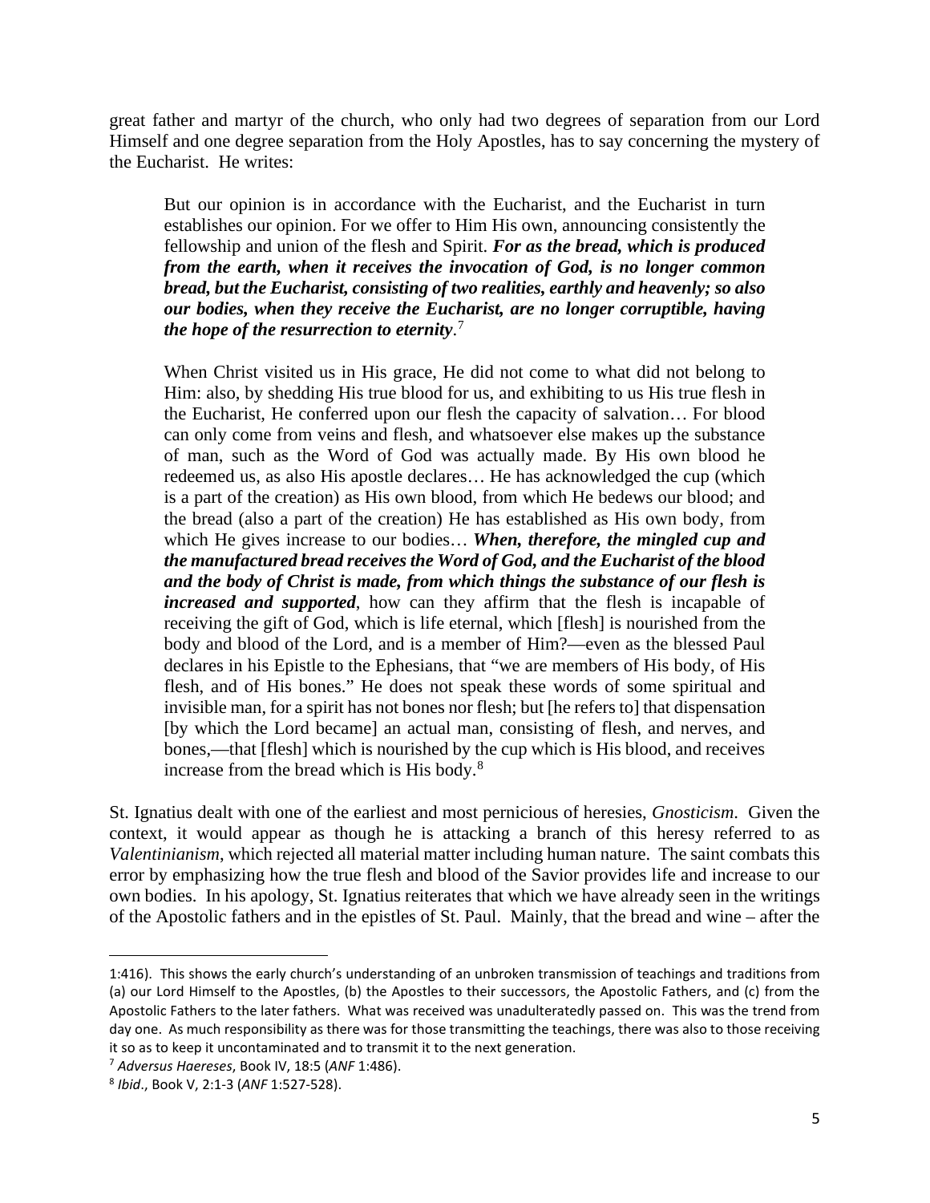great father and martyr of the church, who only had two degrees of separation from our Lord Himself and one degree separation from the Holy Apostles, has to say concerning the mystery of the Eucharist. He writes:

> But our opinion is in accordance with the Eucharist, and the Eucharist in turn establishes our opinion. For we offer to Him His own, announcing consistently the fellowship and union of the flesh and Spirit. ***For as the bread, which is produced from the earth, when it receives the invocation of God, is no longer common bread, but the Eucharist, consisting of two realities, earthly and heavenly; so also our bodies, when they receive the Eucharist, are no longer corruptible, having the hope of the resurrection to eternity***.[7]
>
> When Christ visited us in His grace, He did not come to what did not belong to Him: also, by shedding His true blood for us, and exhibiting to us His true flesh in the Eucharist, He conferred upon our flesh the capacity of salvation… For blood can only come from veins and flesh, and whatsoever else makes up the substance of man, such as the Word of God was actually made. By His own blood he redeemed us, as also His apostle declares… He has acknowledged the cup (which is a part of the creation) as His own blood, from which He bedews our blood; and the bread (also a part of the creation) He has established as His own body, from which He gives increase to our bodies… ***When, therefore, the mingled cup and the manufactured bread receives the Word of God, and the Eucharist of the blood and the body of Christ is made, from which things the substance of our flesh is increased and supported***, how can they affirm that the flesh is incapable of receiving the gift of God, which is life eternal, which [flesh] is nourished from the body and blood of the Lord, and is a member of Him?—even as the blessed Paul declares in his Epistle to the Ephesians, that "we are members of His body, of His flesh, and of His bones." He does not speak these words of some spiritual and invisible man, for a spirit has not bones nor flesh; but [he refers to] that dispensation [by which the Lord became] an actual man, consisting of flesh, and nerves, and bones,—that [flesh] which is nourished by the cup which is His blood, and receives increase from the bread which is His body.[8]

St. Ignatius dealt with one of the earliest and most pernicious of heresies, *Gnosticism*. Given the context, it would appear as though he is attacking a branch of this heresy referred to as *Valentinianism*, which rejected all material matter including human nature. The saint combats this error by emphasizing how the true flesh and blood of the Savior provides life and increase to our own bodies. In his apology, St. Ignatius reiterates that which we have already seen in the writings of the Apostolic fathers and in the epistles of St. Paul. Mainly, that the bread and wine – after the

---

1:416). This shows the early church's understanding of an unbroken transmission of teachings and traditions from (a) our Lord Himself to the Apostles, (b) the Apostles to their successors, the Apostolic Fathers, and (c) from the Apostolic Fathers to the later fathers. What was received was unadulteratedly passed on. This was the trend from day one. As much responsibility as there was for those transmitting the teachings, there was also to those receiving it so as to keep it uncontaminated and to transmit it to the next generation.

[7] *Adversus Haereses*, Book IV, 18:5 (*ANF* 1:486).

[8] *Ibid*., Book V, 2:1-3 (*ANF* 1:527-528).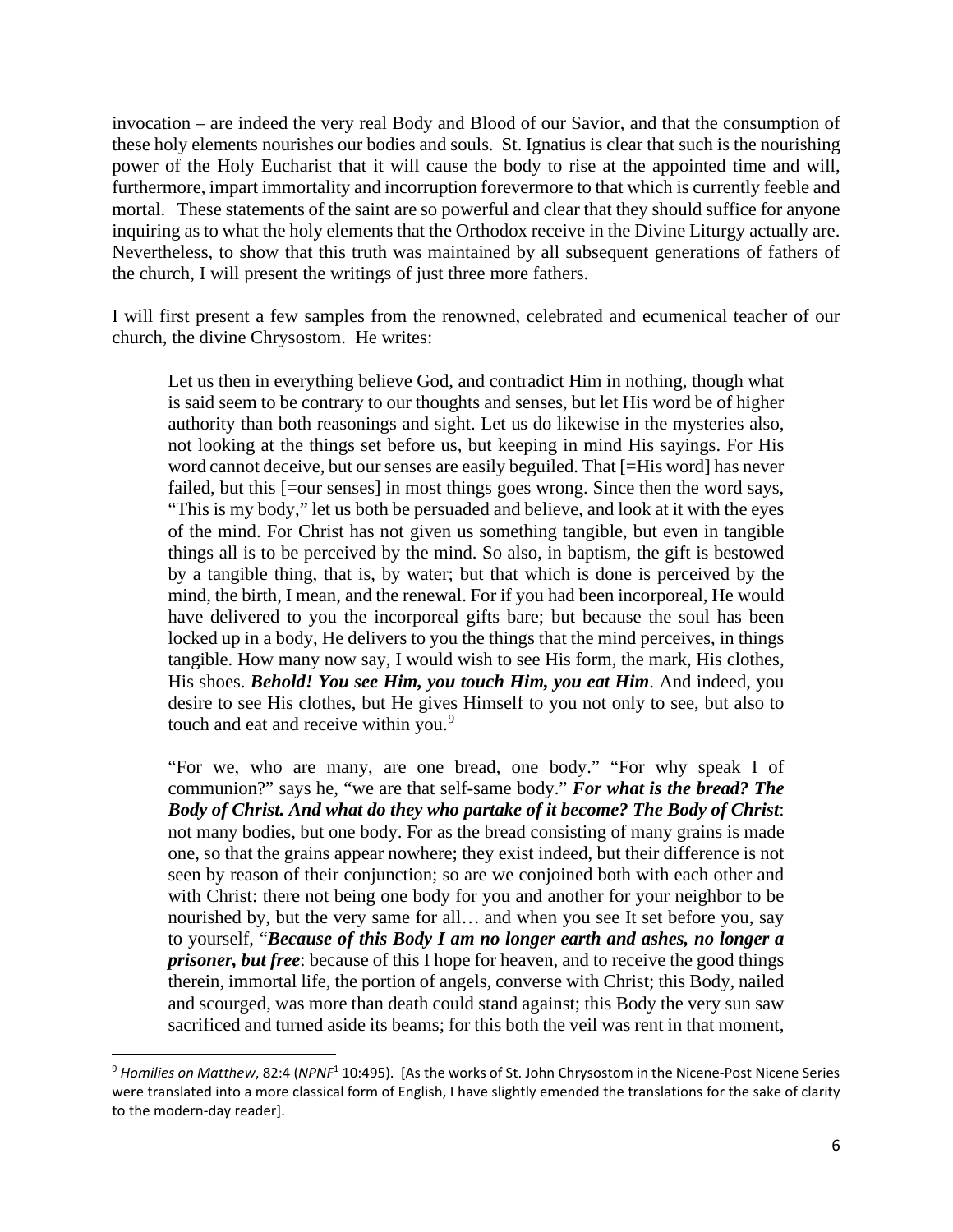invocation – are indeed the very real Body and Blood of our Savior, and that the consumption of these holy elements nourishes our bodies and souls. St. Ignatius is clear that such is the nourishing power of the Holy Eucharist that it will cause the body to rise at the appointed time and will, furthermore, impart immortality and incorruption forevermore to that which is currently feeble and mortal. These statements of the saint are so powerful and clear that they should suffice for anyone inquiring as to what the holy elements that the Orthodox receive in the Divine Liturgy actually are. Nevertheless, to show that this truth was maintained by all subsequent generations of fathers of the church, I will present the writings of just three more fathers.

I will first present a few samples from the renowned, celebrated and ecumenical teacher of our church, the divine Chrysostom. He writes:

> Let us then in everything believe God, and contradict Him in nothing, though what is said seem to be contrary to our thoughts and senses, but let His word be of higher authority than both reasonings and sight. Let us do likewise in the mysteries also, not looking at the things set before us, but keeping in mind His sayings. For His word cannot deceive, but our senses are easily beguiled. That [=His word] has never failed, but this [=our senses] in most things goes wrong. Since then the word says, "This is my body," let us both be persuaded and believe, and look at it with the eyes of the mind. For Christ has not given us something tangible, but even in tangible things all is to be perceived by the mind. So also, in baptism, the gift is bestowed by a tangible thing, that is, by water; but that which is done is perceived by the mind, the birth, I mean, and the renewal. For if you had been incorporeal, He would have delivered to you the incorporeal gifts bare; but because the soul has been locked up in a body, He delivers to you the things that the mind perceives, in things tangible. How many now say, I would wish to see His form, the mark, His clothes, His shoes. ***Behold! You see Him, you touch Him, you eat Him***. And indeed, you desire to see His clothes, but He gives Himself to you not only to see, but also to touch and eat and receive within you.[9]

> "For we, who are many, are one bread, one body." "For why speak I of communion?" says he, "we are that self-same body." ***For what is the bread? The Body of Christ. And what do they who partake of it become? The Body of Christ***: not many bodies, but one body. For as the bread consisting of many grains is made one, so that the grains appear nowhere; they exist indeed, but their difference is not seen by reason of their conjunction; so are we conjoined both with each other and with Christ: there not being one body for you and another for your neighbor to be nourished by, but the very same for all… and when you see It set before you, say to yourself, "***Because of this Body I am no longer earth and ashes, no longer a prisoner, but free***: because of this I hope for heaven, and to receive the good things therein, immortal life, the portion of angels, converse with Christ; this Body, nailed and scourged, was more than death could stand against; this Body the very sun saw sacrificed and turned aside its beams; for this both the veil was rent in that moment,

---

[9] *Homilies on Matthew*, 82:4 (*NPNF*[1] 10:495). [As the works of St. John Chrysostom in the Nicene-Post Nicene Series were translated into a more classical form of English, I have slightly emended the translations for the sake of clarity to the modern-day reader].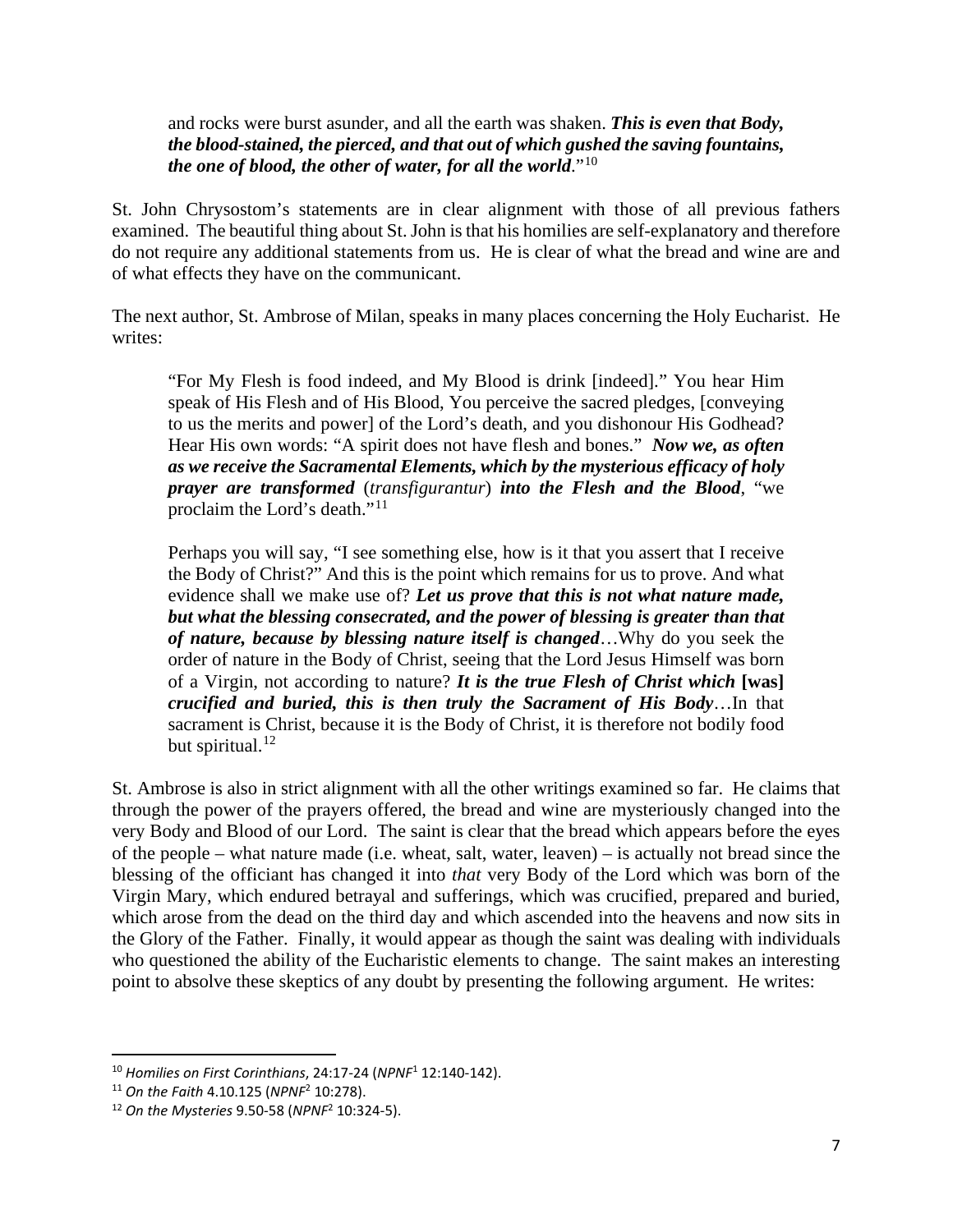> and rocks were burst asunder, and all the earth was shaken. ***This is even that Body, the blood-stained, the pierced, and that out of which gushed the saving fountains, the one of blood, the other of water, for all the world***."[10]

St. John Chrysostom's statements are in clear alignment with those of all previous fathers examined. The beautiful thing about St. John is that his homilies are self-explanatory and therefore do not require any additional statements from us. He is clear of what the bread and wine are and of what effects they have on the communicant.

The next author, St. Ambrose of Milan, speaks in many places concerning the Holy Eucharist. He writes:

> "For My Flesh is food indeed, and My Blood is drink [indeed]." You hear Him speak of His Flesh and of His Blood, You perceive the sacred pledges, [conveying to us the merits and power] of the Lord's death, and you dishonour His Godhead? Hear His own words: "A spirit does not have flesh and bones." ***Now we, as often as we receive the Sacramental Elements, which by the mysterious efficacy of holy prayer are transformed*** (*transfigurantur*) ***into the Flesh and the Blood***, "we proclaim the Lord's death."[11]
>
> Perhaps you will say, "I see something else, how is it that you assert that I receive the Body of Christ?" And this is the point which remains for us to prove. And what evidence shall we make use of? ***Let us prove that this is not what nature made, but what the blessing consecrated, and the power of blessing is greater than that of nature, because by blessing nature itself is changed***…Why do you seek the order of nature in the Body of Christ, seeing that the Lord Jesus Himself was born of a Virgin, not according to nature? ***It is the true Flesh of Christ which* [was] *crucified and buried, this is then truly the Sacrament of His Body***…In that sacrament is Christ, because it is the Body of Christ, it is therefore not bodily food but spiritual.[12]

St. Ambrose is also in strict alignment with all the other writings examined so far. He claims that through the power of the prayers offered, the bread and wine are mysteriously changed into the very Body and Blood of our Lord. The saint is clear that the bread which appears before the eyes of the people – what nature made (i.e. wheat, salt, water, leaven) – is actually not bread since the blessing of the officiant has changed it into *that* very Body of the Lord which was born of the Virgin Mary, which endured betrayal and sufferings, which was crucified, prepared and buried, which arose from the dead on the third day and which ascended into the heavens and now sits in the Glory of the Father. Finally, it would appear as though the saint was dealing with individuals who questioned the ability of the Eucharistic elements to change. The saint makes an interesting point to absolve these skeptics of any doubt by presenting the following argument. He writes:

---

[10] *Homilies on First Corinthians*, 24:17-24 (*NPNF*[1] 12:140-142).

[11] *On the Faith* 4.10.125 (*NPNF*[2] 10:278).

[12] *On the Mysteries* 9.50-58 (*NPNF*[2] 10:324-5).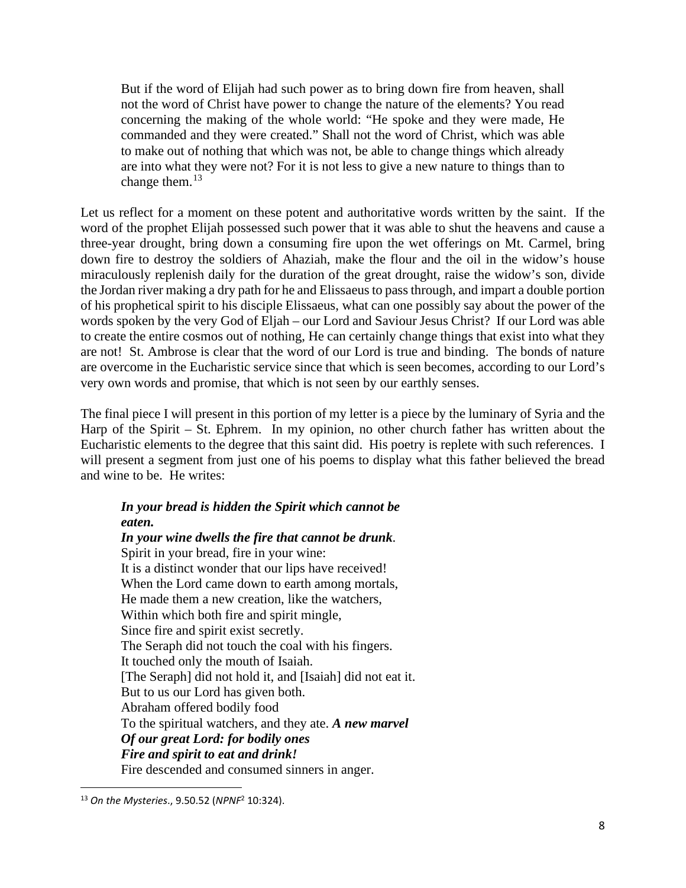> But if the word of Elijah had such power as to bring down fire from heaven, shall not the word of Christ have power to change the nature of the elements? You read concerning the making of the whole world: "He spoke and they were made, He commanded and they were created." Shall not the word of Christ, which was able to make out of nothing that which was not, be able to change things which already are into what they were not? For it is not less to give a new nature to things than to change them.[13]

Let us reflect for a moment on these potent and authoritative words written by the saint. If the word of the prophet Elijah possessed such power that it was able to shut the heavens and cause a three-year drought, bring down a consuming fire upon the wet offerings on Mt. Carmel, bring down fire to destroy the soldiers of Ahaziah, make the flour and the oil in the widow's house miraculously replenish daily for the duration of the great drought, raise the widow's son, divide the Jordan river making a dry path for he and Elissaeus to pass through, and impart a double portion of his prophetical spirit to his disciple Elissaeus, what can one possibly say about the power of the words spoken by the very God of Eljah – our Lord and Saviour Jesus Christ? If our Lord was able to create the entire cosmos out of nothing, He can certainly change things that exist into what they are not! St. Ambrose is clear that the word of our Lord is true and binding. The bonds of nature are overcome in the Eucharistic service since that which is seen becomes, according to our Lord's very own words and promise, that which is not seen by our earthly senses.

The final piece I will present in this portion of my letter is a piece by the luminary of Syria and the Harp of the Spirit – St. Ephrem. In my opinion, no other church father has written about the Eucharistic elements to the degree that this saint did. His poetry is replete with such references. I will present a segment from just one of his poems to display what this father believed the bread and wine to be. He writes:

> ***In your bread is hidden the Spirit which cannot be eaten.***
> ***In your wine dwells the fire that cannot be drunk***.
> Spirit in your bread, fire in your wine:
> It is a distinct wonder that our lips have received!
> When the Lord came down to earth among mortals,
> He made them a new creation, like the watchers,
> Within which both fire and spirit mingle,
> Since fire and spirit exist secretly.
> The Seraph did not touch the coal with his fingers.
> It touched only the mouth of Isaiah.
> [The Seraph] did not hold it, and [Isaiah] did not eat it.
> But to us our Lord has given both.
> Abraham offered bodily food
> To the spiritual watchers, and they ate. ***A new marvel***
> ***Of our great Lord: for bodily ones***
> ***Fire and spirit to eat and drink!***
> Fire descended and consumed sinners in anger.

---

[13] *On the Mysteries.*, 9.50.52 (*NPNF*[2] 10:324).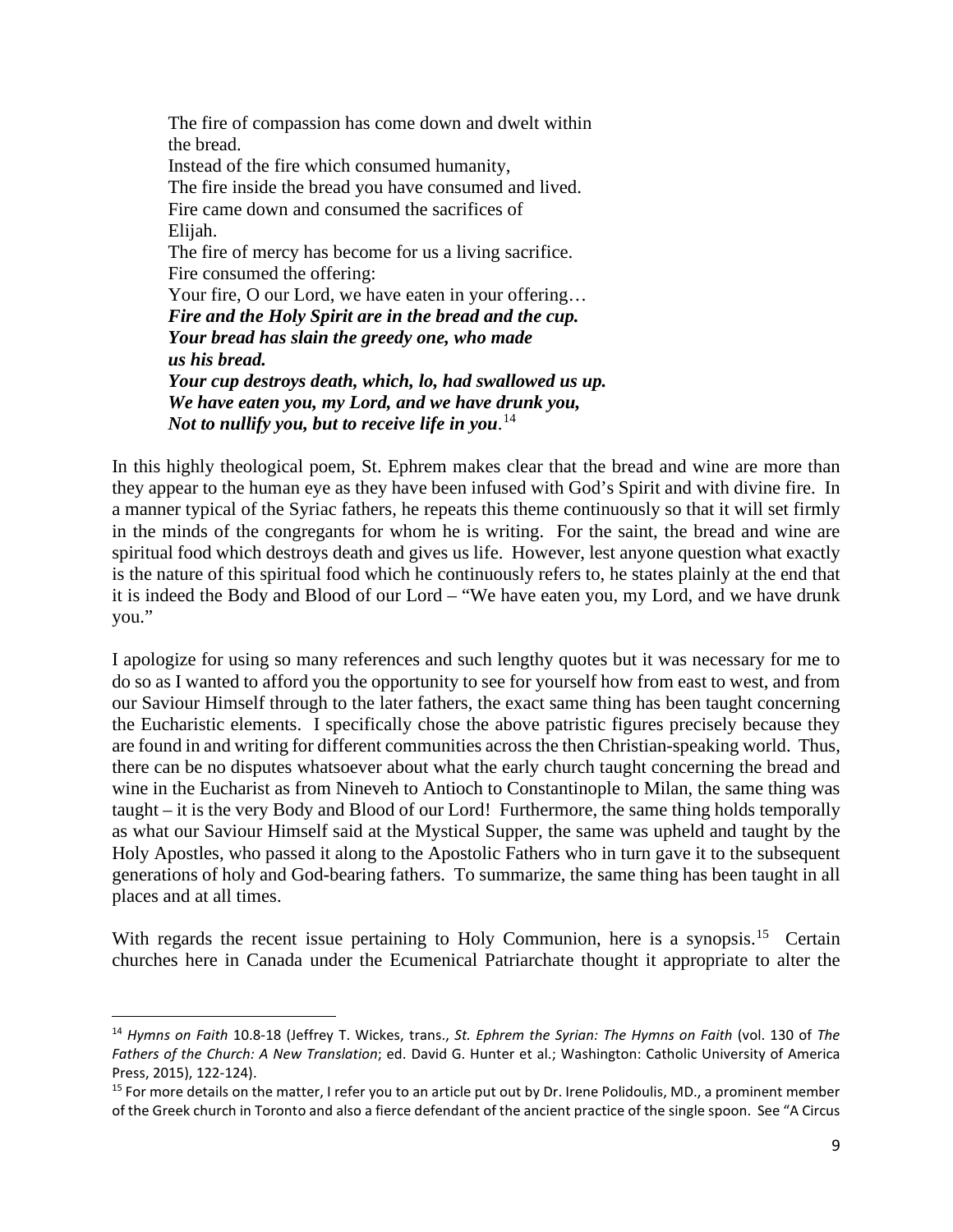> The fire of compassion has come down and dwelt within the bread.
> Instead of the fire which consumed humanity,
> The fire inside the bread you have consumed and lived.
> Fire came down and consumed the sacrifices of Elijah.
> The fire of mercy has become for us a living sacrifice.
> Fire consumed the offering:
> Your fire, O our Lord, we have eaten in your offering…
> ***Fire and the Holy Spirit are in the bread and the cup.***
> ***Your bread has slain the greedy one, who made us his bread.***
> ***Your cup destroys death, which, lo, had swallowed us up.***
> ***We have eaten you, my Lord, and we have drunk you,***
> ***Not to nullify you, but to receive life in you***.[14]

In this highly theological poem, St. Ephrem makes clear that the bread and wine are more than they appear to the human eye as they have been infused with God's Spirit and with divine fire. In a manner typical of the Syriac fathers, he repeats this theme continuously so that it will set firmly in the minds of the congregants for whom he is writing. For the saint, the bread and wine are spiritual food which destroys death and gives us life. However, lest anyone question what exactly is the nature of this spiritual food which he continuously refers to, he states plainly at the end that it is indeed the Body and Blood of our Lord – "We have eaten you, my Lord, and we have drunk you."

I apologize for using so many references and such lengthy quotes but it was necessary for me to do so as I wanted to afford you the opportunity to see for yourself how from east to west, and from our Saviour Himself through to the later fathers, the exact same thing has been taught concerning the Eucharistic elements. I specifically chose the above patristic figures precisely because they are found in and writing for different communities across the then Christian-speaking world. Thus, there can be no disputes whatsoever about what the early church taught concerning the bread and wine in the Eucharist as from Nineveh to Antioch to Constantinople to Milan, the same thing was taught – it is the very Body and Blood of our Lord! Furthermore, the same thing holds temporally as what our Saviour Himself said at the Mystical Supper, the same was upheld and taught by the Holy Apostles, who passed it along to the Apostolic Fathers who in turn gave it to the subsequent generations of holy and God-bearing fathers. To summarize, the same thing has been taught in all places and at all times.

With regards the recent issue pertaining to Holy Communion, here is a synopsis.[15] Certain churches here in Canada under the Ecumenical Patriarchate thought it appropriate to alter the

---

[14] *Hymns on Faith* 10.8-18 (Jeffrey T. Wickes, trans., *St. Ephrem the Syrian: The Hymns on Faith* (vol. 130 of *The Fathers of the Church: A New Translation*; ed. David G. Hunter et al.; Washington: Catholic University of America Press, 2015), 122-124).

[15] For more details on the matter, I refer you to an article put out by Dr. Irene Polidoulis, MD., a prominent member of the Greek church in Toronto and also a fierce defendant of the ancient practice of the single spoon. See "A Circus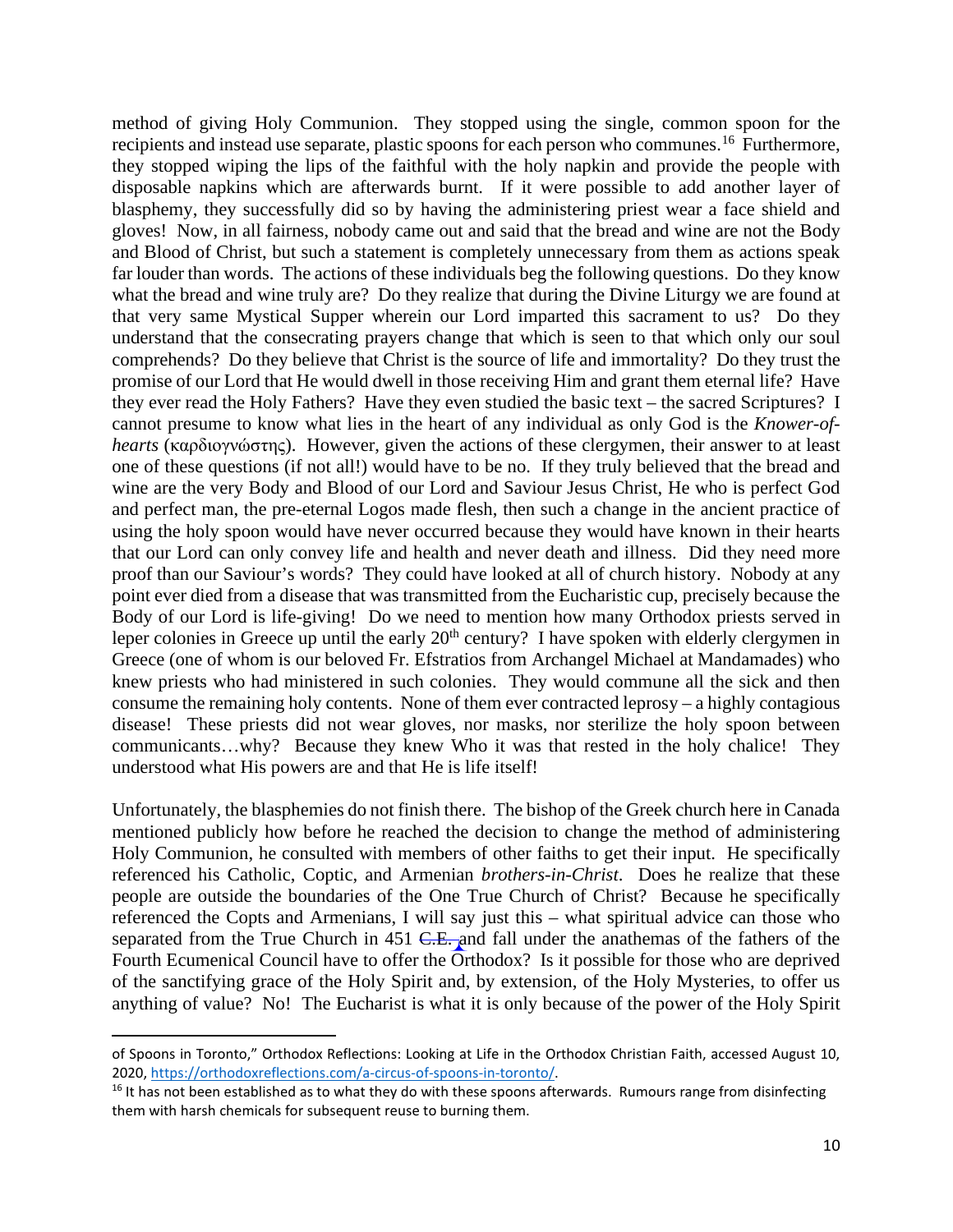method of giving Holy Communion. They stopped using the single, common spoon for the recipients and instead use separate, plastic spoons for each person who communes.[16] Furthermore, they stopped wiping the lips of the faithful with the holy napkin and provide the people with disposable napkins which are afterwards burnt. If it were possible to add another layer of blasphemy, they successfully did so by having the administering priest wear a face shield and gloves! Now, in all fairness, nobody came out and said that the bread and wine are not the Body and Blood of Christ, but such a statement is completely unnecessary from them as actions speak far louder than words. The actions of these individuals beg the following questions. Do they know what the bread and wine truly are? Do they realize that during the Divine Liturgy we are found at that very same Mystical Supper wherein our Lord imparted this sacrament to us? Do they understand that the consecrating prayers change that which is seen to that which only our soul comprehends? Do they believe that Christ is the source of life and immortality? Do they trust the promise of our Lord that He would dwell in those receiving Him and grant them eternal life? Have they ever read the Holy Fathers? Have they even studied the basic text – the sacred Scriptures? I cannot presume to know what lies in the heart of any individual as only God is the *Knower-of-hearts* (καρδιογνώστης). However, given the actions of these clergymen, their answer to at least one of these questions (if not all!) would have to be no. If they truly believed that the bread and wine are the very Body and Blood of our Lord and Saviour Jesus Christ, He who is perfect God and perfect man, the pre-eternal Logos made flesh, then such a change in the ancient practice of using the holy spoon would have never occurred because they would have known in their hearts that our Lord can only convey life and health and never death and illness. Did they need more proof than our Saviour's words? They could have looked at all of church history. Nobody at any point ever died from a disease that was transmitted from the Eucharistic cup, precisely because the Body of our Lord is life-giving! Do we need to mention how many Orthodox priests served in leper colonies in Greece up until the early 20th century? I have spoken with elderly clergymen in Greece (one of whom is our beloved Fr. Efstratios from Archangel Michael at Mandamades) who knew priests who had ministered in such colonies. They would commune all the sick and then consume the remaining holy contents. None of them ever contracted leprosy – a highly contagious disease! These priests did not wear gloves, nor masks, nor sterilize the holy spoon between communicants…why? Because they knew Who it was that rested in the holy chalice! They understood what His powers are and that He is life itself!

Unfortunately, the blasphemies do not finish there. The bishop of the Greek church here in Canada mentioned publicly how before he reached the decision to change the method of administering Holy Communion, he consulted with members of other faiths to get their input. He specifically referenced his Catholic, Coptic, and Armenian *brothers-in-Christ*. Does he realize that these people are outside the boundaries of the One True Church of Christ? Because he specifically referenced the Copts and Armenians, I will say just this – what spiritual advice can those who separated from the True Church in 451 ~~C.E.~~ and fall under the anathemas of the fathers of the Fourth Ecumenical Council have to offer the Orthodox? Is it possible for those who are deprived of the sanctifying grace of the Holy Spirit and, by extension, of the Holy Mysteries, to offer us anything of value? No! The Eucharist is what it is only because of the power of the Holy Spirit

---

of Spoons in Toronto," Orthodox Reflections: Looking at Life in the Orthodox Christian Faith, accessed August 10, 2020, https://orthodoxreflections.com/a-circus-of-spoons-in-toronto/.

[16] It has not been established as to what they do with these spoons afterwards. Rumours range from disinfecting them with harsh chemicals for subsequent reuse to burning them.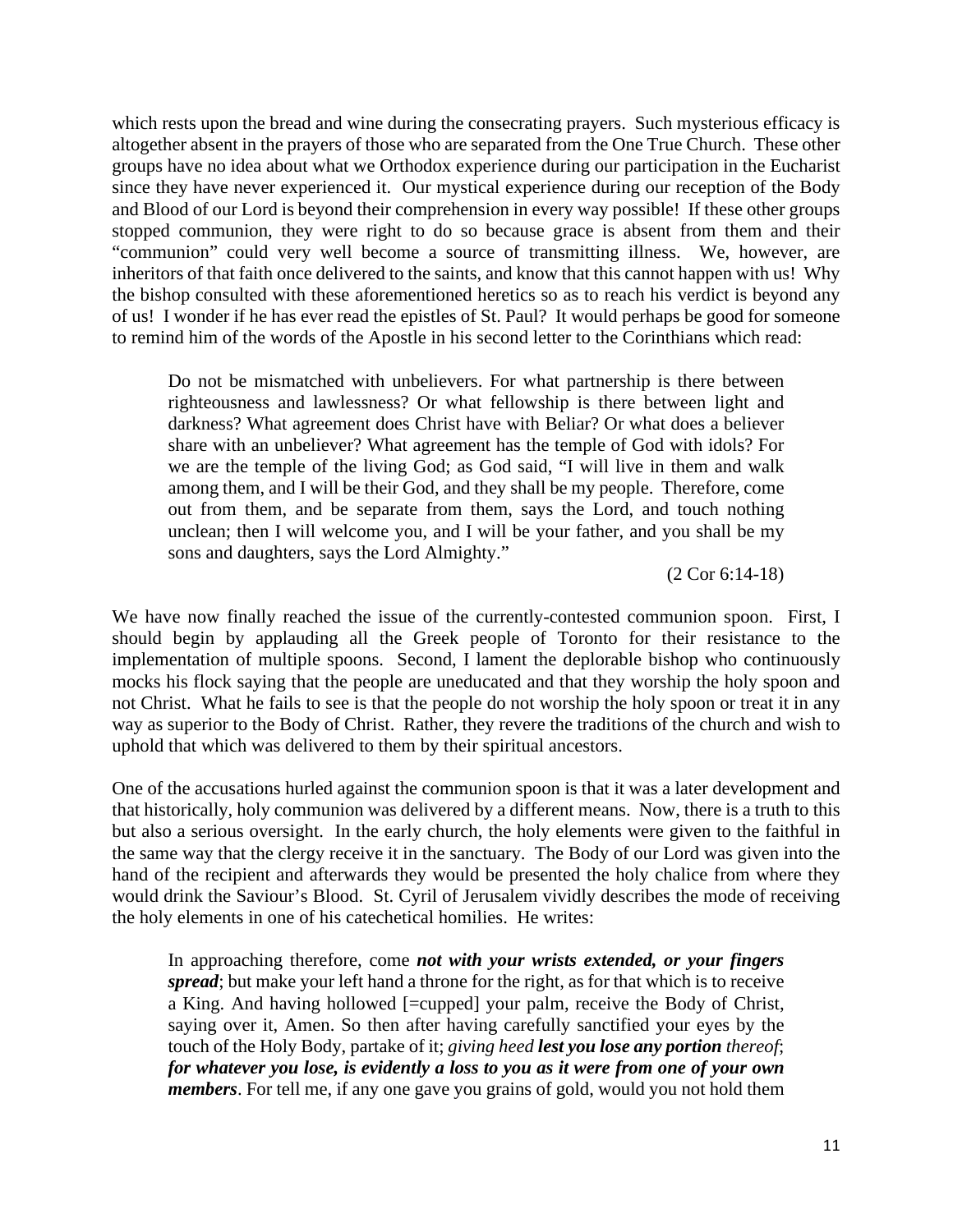which rests upon the bread and wine during the consecrating prayers. Such mysterious efficacy is altogether absent in the prayers of those who are separated from the One True Church. These other groups have no idea about what we Orthodox experience during our participation in the Eucharist since they have never experienced it. Our mystical experience during our reception of the Body and Blood of our Lord is beyond their comprehension in every way possible! If these other groups stopped communion, they were right to do so because grace is absent from them and their "communion" could very well become a source of transmitting illness. We, however, are inheritors of that faith once delivered to the saints, and know that this cannot happen with us! Why the bishop consulted with these aforementioned heretics so as to reach his verdict is beyond any of us! I wonder if he has ever read the epistles of St. Paul? It would perhaps be good for someone to remind him of the words of the Apostle in his second letter to the Corinthians which read:

> Do not be mismatched with unbelievers. For what partnership is there between righteousness and lawlessness? Or what fellowship is there between light and darkness? What agreement does Christ have with Beliar? Or what does a believer share with an unbeliever? What agreement has the temple of God with idols? For we are the temple of the living God; as God said, "I will live in them and walk among them, and I will be their God, and they shall be my people. Therefore, come out from them, and be separate from them, says the Lord, and touch nothing unclean; then I will welcome you, and I will be your father, and you shall be my sons and daughters, says the Lord Almighty."
>
> (2 Cor 6:14-18)

We have now finally reached the issue of the currently-contested communion spoon. First, I should begin by applauding all the Greek people of Toronto for their resistance to the implementation of multiple spoons. Second, I lament the deplorable bishop who continuously mocks his flock saying that the people are uneducated and that they worship the holy spoon and not Christ. What he fails to see is that the people do not worship the holy spoon or treat it in any way as superior to the Body of Christ. Rather, they revere the traditions of the church and wish to uphold that which was delivered to them by their spiritual ancestors.

One of the accusations hurled against the communion spoon is that it was a later development and that historically, holy communion was delivered by a different means. Now, there is a truth to this but also a serious oversight. In the early church, the holy elements were given to the faithful in the same way that the clergy receive it in the sanctuary. The Body of our Lord was given into the hand of the recipient and afterwards they would be presented the holy chalice from where they would drink the Saviour's Blood. St. Cyril of Jerusalem vividly describes the mode of receiving the holy elements in one of his catechetical homilies. He writes:

> In approaching therefore, come ***not with your wrists extended, or your fingers spread***; but make your left hand a throne for the right, as for that which is to receive a King. And having hollowed [=cupped] your palm, receive the Body of Christ, saying over it, Amen. So then after having carefully sanctified your eyes by the touch of the Holy Body, partake of it; *giving heed* ***lest you lose any portion*** *thereof*; ***for whatever you lose, is evidently a loss to you as it were from one of your own members***. For tell me, if any one gave you grains of gold, would you not hold them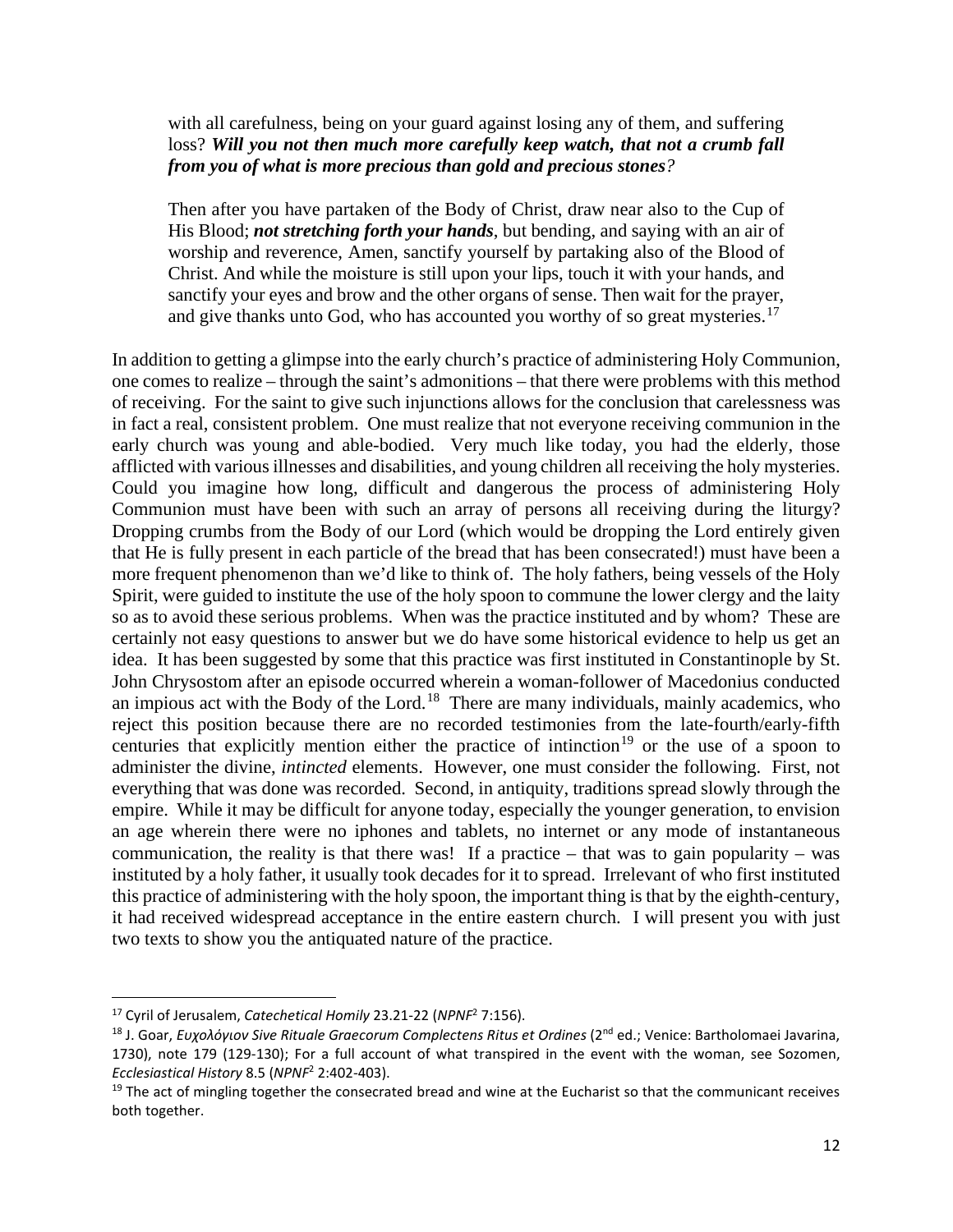> with all carefulness, being on your guard against losing any of them, and suffering loss? ***Will you not then much more carefully keep watch, that not a crumb fall from you of what is more precious than gold and precious stones****?*
>
> Then after you have partaken of the Body of Christ, draw near also to the Cup of His Blood; ***not stretching forth your hands***, but bending, and saying with an air of worship and reverence, Amen, sanctify yourself by partaking also of the Blood of Christ. And while the moisture is still upon your lips, touch it with your hands, and sanctify your eyes and brow and the other organs of sense. Then wait for the prayer, and give thanks unto God, who has accounted you worthy of so great mysteries.[17]

In addition to getting a glimpse into the early church's practice of administering Holy Communion, one comes to realize – through the saint's admonitions – that there were problems with this method of receiving. For the saint to give such injunctions allows for the conclusion that carelessness was in fact a real, consistent problem. One must realize that not everyone receiving communion in the early church was young and able-bodied. Very much like today, you had the elderly, those afflicted with various illnesses and disabilities, and young children all receiving the holy mysteries. Could you imagine how long, difficult and dangerous the process of administering Holy Communion must have been with such an array of persons all receiving during the liturgy? Dropping crumbs from the Body of our Lord (which would be dropping the Lord entirely given that He is fully present in each particle of the bread that has been consecrated!) must have been a more frequent phenomenon than we'd like to think of. The holy fathers, being vessels of the Holy Spirit, were guided to institute the use of the holy spoon to commune the lower clergy and the laity so as to avoid these serious problems. When was the practice instituted and by whom? These are certainly not easy questions to answer but we do have some historical evidence to help us get an idea. It has been suggested by some that this practice was first instituted in Constantinople by St. John Chrysostom after an episode occurred wherein a woman-follower of Macedonius conducted an impious act with the Body of the Lord.[18] There are many individuals, mainly academics, who reject this position because there are no recorded testimonies from the late-fourth/early-fifth centuries that explicitly mention either the practice of intinction[19] or the use of a spoon to administer the divine, *intincted* elements. However, one must consider the following. First, not everything that was done was recorded. Second, in antiquity, traditions spread slowly through the empire. While it may be difficult for anyone today, especially the younger generation, to envision an age wherein there were no iphones and tablets, no internet or any mode of instantaneous communication, the reality is that there was! If a practice – that was to gain popularity – was instituted by a holy father, it usually took decades for it to spread. Irrelevant of who first instituted this practice of administering with the holy spoon, the important thing is that by the eighth-century, it had received widespread acceptance in the entire eastern church. I will present you with just two texts to show you the antiquated nature of the practice.

---

[17] Cyril of Jerusalem, *Catechetical Homily* 23.21-22 (*NPNF*² 7:156).

[18] J. Goar, *Ευχολόγιον Sive Rituale Graecorum Complectens Ritus et Ordines* (2nd ed.; Venice: Bartholomaei Javarina, 1730), note 179 (129-130); For a full account of what transpired in the event with the woman, see Sozomen, *Ecclesiastical History* 8.5 (*NPNF*² 2:402-403).

[19] The act of mingling together the consecrated bread and wine at the Eucharist so that the communicant receives both together.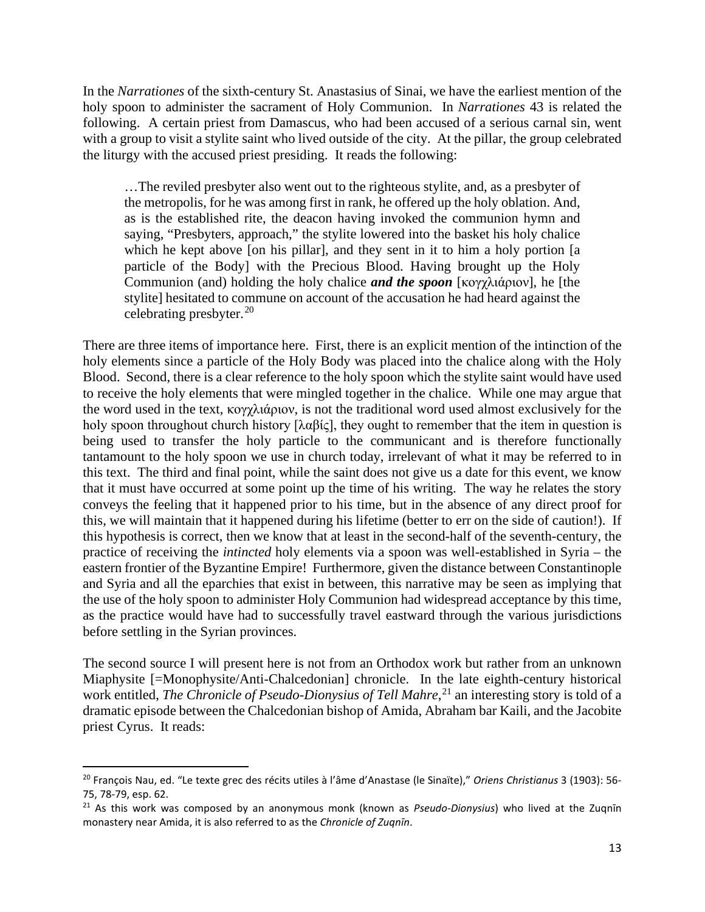In the *Narrationes* of the sixth-century St. Anastasius of Sinai, we have the earliest mention of the holy spoon to administer the sacrament of Holy Communion. In *Narrationes* 43 is related the following. A certain priest from Damascus, who had been accused of a serious carnal sin, went with a group to visit a stylite saint who lived outside of the city. At the pillar, the group celebrated the liturgy with the accused priest presiding. It reads the following:

> …The reviled presbyter also went out to the righteous stylite, and, as a presbyter of the metropolis, for he was among first in rank, he offered up the holy oblation. And, as is the established rite, the deacon having invoked the communion hymn and saying, "Presbyters, approach," the stylite lowered into the basket his holy chalice which he kept above [on his pillar], and they sent in it to him a holy portion [a particle of the Body] with the Precious Blood. Having brought up the Holy Communion (and) holding the holy chalice ***and the spoon*** [κογχλιάριον], he [the stylite] hesitated to commune on account of the accusation he had heard against the celebrating presbyter.[20]

There are three items of importance here. First, there is an explicit mention of the intinction of the holy elements since a particle of the Holy Body was placed into the chalice along with the Holy Blood. Second, there is a clear reference to the holy spoon which the stylite saint would have used to receive the holy elements that were mingled together in the chalice. While one may argue that the word used in the text, κογχλιάριον, is not the traditional word used almost exclusively for the holy spoon throughout church history [λαβίς], they ought to remember that the item in question is being used to transfer the holy particle to the communicant and is therefore functionally tantamount to the holy spoon we use in church today, irrelevant of what it may be referred to in this text. The third and final point, while the saint does not give us a date for this event, we know that it must have occurred at some point up the time of his writing. The way he relates the story conveys the feeling that it happened prior to his time, but in the absence of any direct proof for this, we will maintain that it happened during his lifetime (better to err on the side of caution!). If this hypothesis is correct, then we know that at least in the second-half of the seventh-century, the practice of receiving the *intincted* holy elements via a spoon was well-established in Syria – the eastern frontier of the Byzantine Empire! Furthermore, given the distance between Constantinople and Syria and all the eparchies that exist in between, this narrative may be seen as implying that the use of the holy spoon to administer Holy Communion had widespread acceptance by this time, as the practice would have had to successfully travel eastward through the various jurisdictions before settling in the Syrian provinces.

The second source I will present here is not from an Orthodox work but rather from an unknown Miaphysite [=Monophysite/Anti-Chalcedonian] chronicle. In the late eighth-century historical work entitled, *The Chronicle of Pseudo-Dionysius of Tell Mahre*,[21] an interesting story is told of a dramatic episode between the Chalcedonian bishop of Amida, Abraham bar Kaili, and the Jacobite priest Cyrus. It reads:

---

[20] François Nau, ed. "Le texte grec des récits utiles à l'âme d'Anastase (le Sinaïte)," *Oriens Christianus* 3 (1903): 56-75, 78-79, esp. 62.

[21] As this work was composed by an anonymous monk (known as *Pseudo-Dionysius*) who lived at the Zuqnīn monastery near Amida, it is also referred to as the *Chronicle of Zuqnīn*.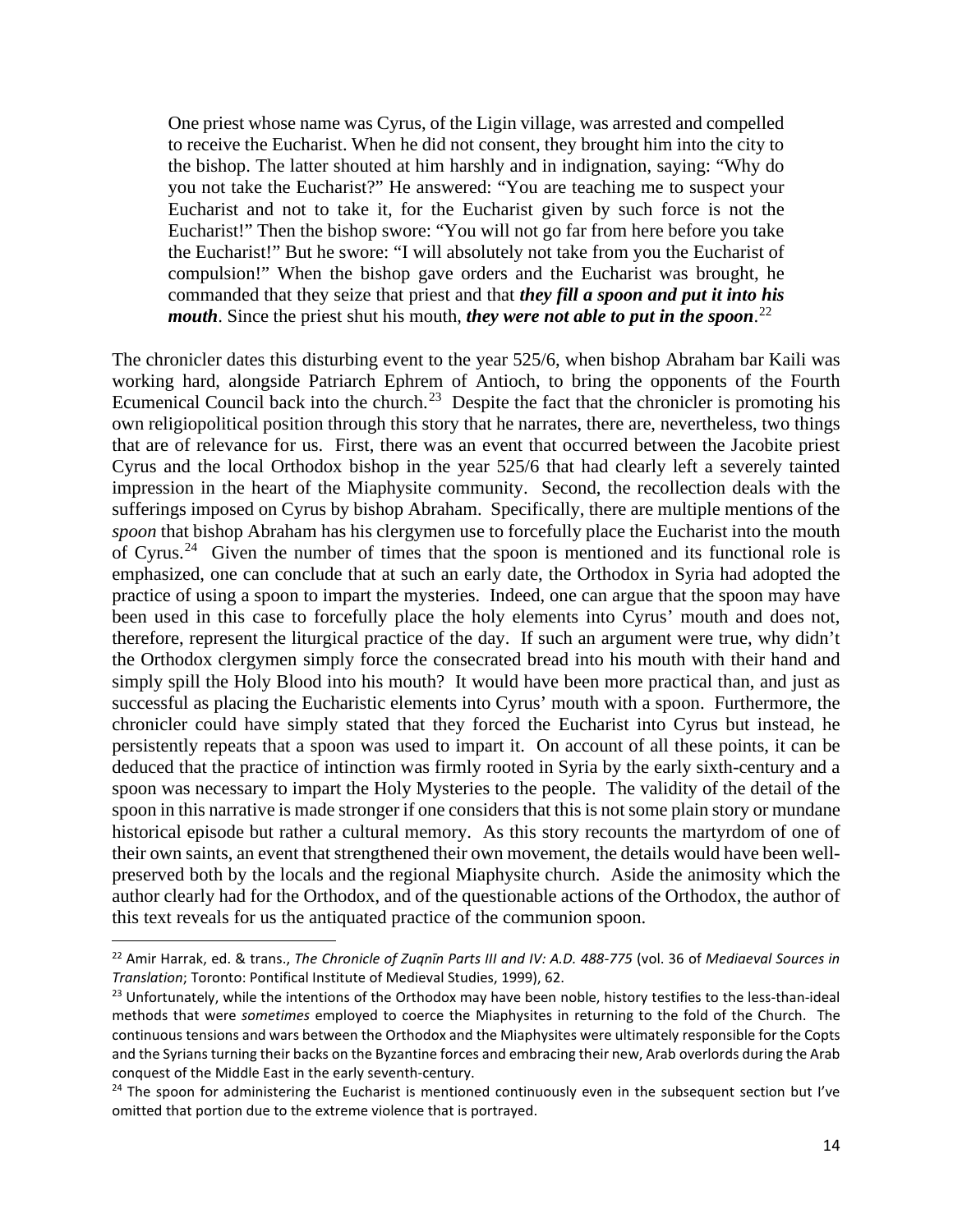> One priest whose name was Cyrus, of the Ligin village, was arrested and compelled to receive the Eucharist. When he did not consent, they brought him into the city to the bishop. The latter shouted at him harshly and in indignation, saying: "Why do you not take the Eucharist?" He answered: "You are teaching me to suspect your Eucharist and not to take it, for the Eucharist given by such force is not the Eucharist!" Then the bishop swore: "You will not go far from here before you take the Eucharist!" But he swore: "I will absolutely not take from you the Eucharist of compulsion!" When the bishop gave orders and the Eucharist was brought, he commanded that they seize that priest and that ***they fill a spoon and put it into his mouth***. Since the priest shut his mouth, ***they were not able to put in the spoon***.[22]

The chronicler dates this disturbing event to the year 525/6, when bishop Abraham bar Kaili was working hard, alongside Patriarch Ephrem of Antioch, to bring the opponents of the Fourth Ecumenical Council back into the church.[23] Despite the fact that the chronicler is promoting his own religiopolitical position through this story that he narrates, there are, nevertheless, two things that are of relevance for us. First, there was an event that occurred between the Jacobite priest Cyrus and the local Orthodox bishop in the year 525/6 that had clearly left a severely tainted impression in the heart of the Miaphysite community. Second, the recollection deals with the sufferings imposed on Cyrus by bishop Abraham. Specifically, there are multiple mentions of the *spoon* that bishop Abraham has his clergymen use to forcefully place the Eucharist into the mouth of Cyrus.[24] Given the number of times that the spoon is mentioned and its functional role is emphasized, one can conclude that at such an early date, the Orthodox in Syria had adopted the practice of using a spoon to impart the mysteries. Indeed, one can argue that the spoon may have been used in this case to forcefully place the holy elements into Cyrus' mouth and does not, therefore, represent the liturgical practice of the day. If such an argument were true, why didn't the Orthodox clergymen simply force the consecrated bread into his mouth with their hand and simply spill the Holy Blood into his mouth? It would have been more practical than, and just as successful as placing the Eucharistic elements into Cyrus' mouth with a spoon. Furthermore, the chronicler could have simply stated that they forced the Eucharist into Cyrus but instead, he persistently repeats that a spoon was used to impart it. On account of all these points, it can be deduced that the practice of intinction was firmly rooted in Syria by the early sixth-century and a spoon was necessary to impart the Holy Mysteries to the people. The validity of the detail of the spoon in this narrative is made stronger if one considers that this is not some plain story or mundane historical episode but rather a cultural memory. As this story recounts the martyrdom of one of their own saints, an event that strengthened their own movement, the details would have been well-preserved both by the locals and the regional Miaphysite church. Aside the animosity which the author clearly had for the Orthodox, and of the questionable actions of the Orthodox, the author of this text reveals for us the antiquated practice of the communion spoon.

---

[22] Amir Harrak, ed. & trans., *The Chronicle of Zuqnīn Parts III and IV: A.D. 488-775* (vol. 36 of *Mediaeval Sources in Translation*; Toronto: Pontifical Institute of Medieval Studies, 1999), 62.

[23] Unfortunately, while the intentions of the Orthodox may have been noble, history testifies to the less-than-ideal methods that were *sometimes* employed to coerce the Miaphysites in returning to the fold of the Church. The continuous tensions and wars between the Orthodox and the Miaphysites were ultimately responsible for the Copts and the Syrians turning their backs on the Byzantine forces and embracing their new, Arab overlords during the Arab conquest of the Middle East in the early seventh-century.

[24] The spoon for administering the Eucharist is mentioned continuously even in the subsequent section but I've omitted that portion due to the extreme violence that is portrayed.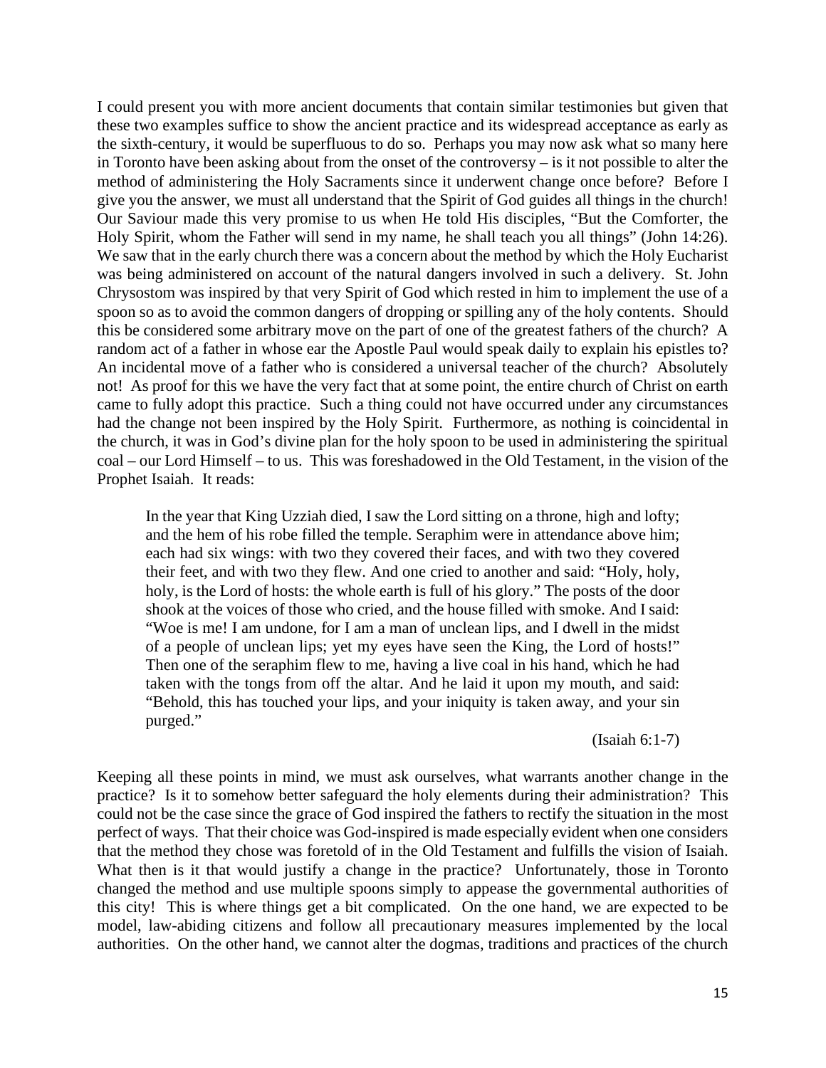I could present you with more ancient documents that contain similar testimonies but given that these two examples suffice to show the ancient practice and its widespread acceptance as early as the sixth-century, it would be superfluous to do so. Perhaps you may now ask what so many here in Toronto have been asking about from the onset of the controversy – is it not possible to alter the method of administering the Holy Sacraments since it underwent change once before? Before I give you the answer, we must all understand that the Spirit of God guides all things in the church! Our Saviour made this very promise to us when He told His disciples, "But the Comforter, the Holy Spirit, whom the Father will send in my name, he shall teach you all things" (John 14:26). We saw that in the early church there was a concern about the method by which the Holy Eucharist was being administered on account of the natural dangers involved in such a delivery. St. John Chrysostom was inspired by that very Spirit of God which rested in him to implement the use of a spoon so as to avoid the common dangers of dropping or spilling any of the holy contents. Should this be considered some arbitrary move on the part of one of the greatest fathers of the church? A random act of a father in whose ear the Apostle Paul would speak daily to explain his epistles to? An incidental move of a father who is considered a universal teacher of the church? Absolutely not! As proof for this we have the very fact that at some point, the entire church of Christ on earth came to fully adopt this practice. Such a thing could not have occurred under any circumstances had the change not been inspired by the Holy Spirit. Furthermore, as nothing is coincidental in the church, it was in God's divine plan for the holy spoon to be used in administering the spiritual coal – our Lord Himself – to us. This was foreshadowed in the Old Testament, in the vision of the Prophet Isaiah. It reads:

> In the year that King Uzziah died, I saw the Lord sitting on a throne, high and lofty; and the hem of his robe filled the temple. Seraphim were in attendance above him; each had six wings: with two they covered their faces, and with two they covered their feet, and with two they flew. And one cried to another and said: "Holy, holy, holy, is the Lord of hosts: the whole earth is full of his glory." The posts of the door shook at the voices of those who cried, and the house filled with smoke. And I said: "Woe is me! I am undone, for I am a man of unclean lips, and I dwell in the midst of a people of unclean lips; yet my eyes have seen the King, the Lord of hosts!" Then one of the seraphim flew to me, having a live coal in his hand, which he had taken with the tongs from off the altar. And he laid it upon my mouth, and said: "Behold, this has touched your lips, and your iniquity is taken away, and your sin purged."
>
> (Isaiah 6:1-7)

Keeping all these points in mind, we must ask ourselves, what warrants another change in the practice? Is it to somehow better safeguard the holy elements during their administration? This could not be the case since the grace of God inspired the fathers to rectify the situation in the most perfect of ways. That their choice was God-inspired is made especially evident when one considers that the method they chose was foretold of in the Old Testament and fulfills the vision of Isaiah. What then is it that would justify a change in the practice? Unfortunately, those in Toronto changed the method and use multiple spoons simply to appease the governmental authorities of this city! This is where things get a bit complicated. On the one hand, we are expected to be model, law-abiding citizens and follow all precautionary measures implemented by the local authorities. On the other hand, we cannot alter the dogmas, traditions and practices of the church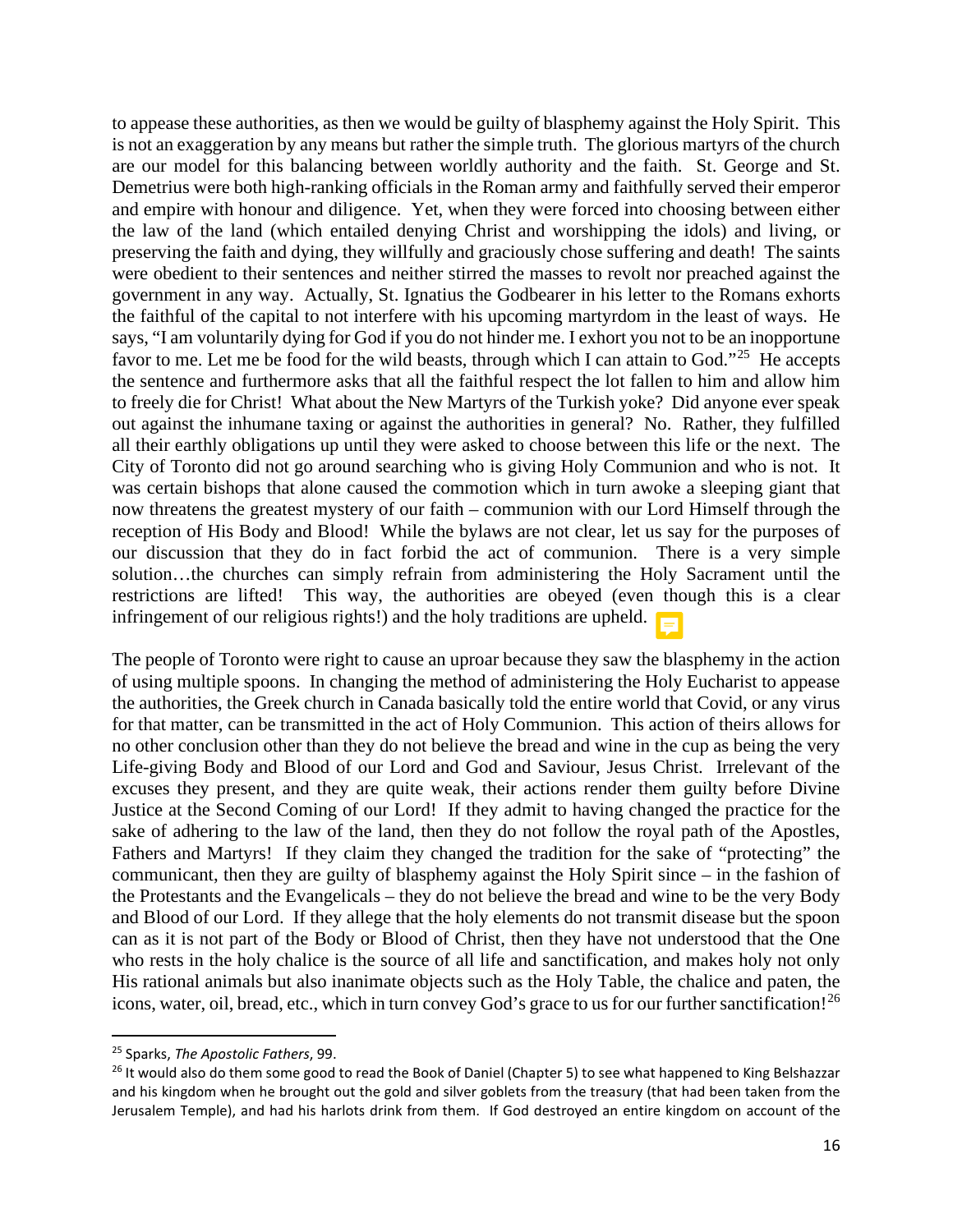to appease these authorities, as then we would be guilty of blasphemy against the Holy Spirit. This is not an exaggeration by any means but rather the simple truth. The glorious martyrs of the church are our model for this balancing between worldly authority and the faith. St. George and St. Demetrius were both high-ranking officials in the Roman army and faithfully served their emperor and empire with honour and diligence. Yet, when they were forced into choosing between either the law of the land (which entailed denying Christ and worshipping the idols) and living, or preserving the faith and dying, they willfully and graciously chose suffering and death! The saints were obedient to their sentences and neither stirred the masses to revolt nor preached against the government in any way. Actually, St. Ignatius the Godbearer in his letter to the Romans exhorts the faithful of the capital to not interfere with his upcoming martyrdom in the least of ways. He says, "I am voluntarily dying for God if you do not hinder me. I exhort you not to be an inopportune favor to me. Let me be food for the wild beasts, through which I can attain to God."[25] He accepts the sentence and furthermore asks that all the faithful respect the lot fallen to him and allow him to freely die for Christ! What about the New Martyrs of the Turkish yoke? Did anyone ever speak out against the inhumane taxing or against the authorities in general? No. Rather, they fulfilled all their earthly obligations up until they were asked to choose between this life or the next. The City of Toronto did not go around searching who is giving Holy Communion and who is not. It was certain bishops that alone caused the commotion which in turn awoke a sleeping giant that now threatens the greatest mystery of our faith – communion with our Lord Himself through the reception of His Body and Blood! While the bylaws are not clear, let us say for the purposes of our discussion that they do in fact forbid the act of communion. There is a very simple solution…the churches can simply refrain from administering the Holy Sacrament until the restrictions are lifted! This way, the authorities are obeyed (even though this is a clear infringement of our religious rights!) and the holy traditions are upheld.

The people of Toronto were right to cause an uproar because they saw the blasphemy in the action of using multiple spoons. In changing the method of administering the Holy Eucharist to appease the authorities, the Greek church in Canada basically told the entire world that Covid, or any virus for that matter, can be transmitted in the act of Holy Communion. This action of theirs allows for no other conclusion other than they do not believe the bread and wine in the cup as being the very Life-giving Body and Blood of our Lord and God and Saviour, Jesus Christ. Irrelevant of the excuses they present, and they are quite weak, their actions render them guilty before Divine Justice at the Second Coming of our Lord! If they admit to having changed the practice for the sake of adhering to the law of the land, then they do not follow the royal path of the Apostles, Fathers and Martyrs! If they claim they changed the tradition for the sake of "protecting" the communicant, then they are guilty of blasphemy against the Holy Spirit since – in the fashion of the Protestants and the Evangelicals – they do not believe the bread and wine to be the very Body and Blood of our Lord. If they allege that the holy elements do not transmit disease but the spoon can as it is not part of the Body or Blood of Christ, then they have not understood that the One who rests in the holy chalice is the source of all life and sanctification, and makes holy not only His rational animals but also inanimate objects such as the Holy Table, the chalice and paten, the icons, water, oil, bread, etc., which in turn convey God's grace to us for our further sanctification![26]

---

[25] Sparks, *The Apostolic Fathers*, 99.

[26] It would also do them some good to read the Book of Daniel (Chapter 5) to see what happened to King Belshazzar and his kingdom when he brought out the gold and silver goblets from the treasury (that had been taken from the Jerusalem Temple), and had his harlots drink from them. If God destroyed an entire kingdom on account of the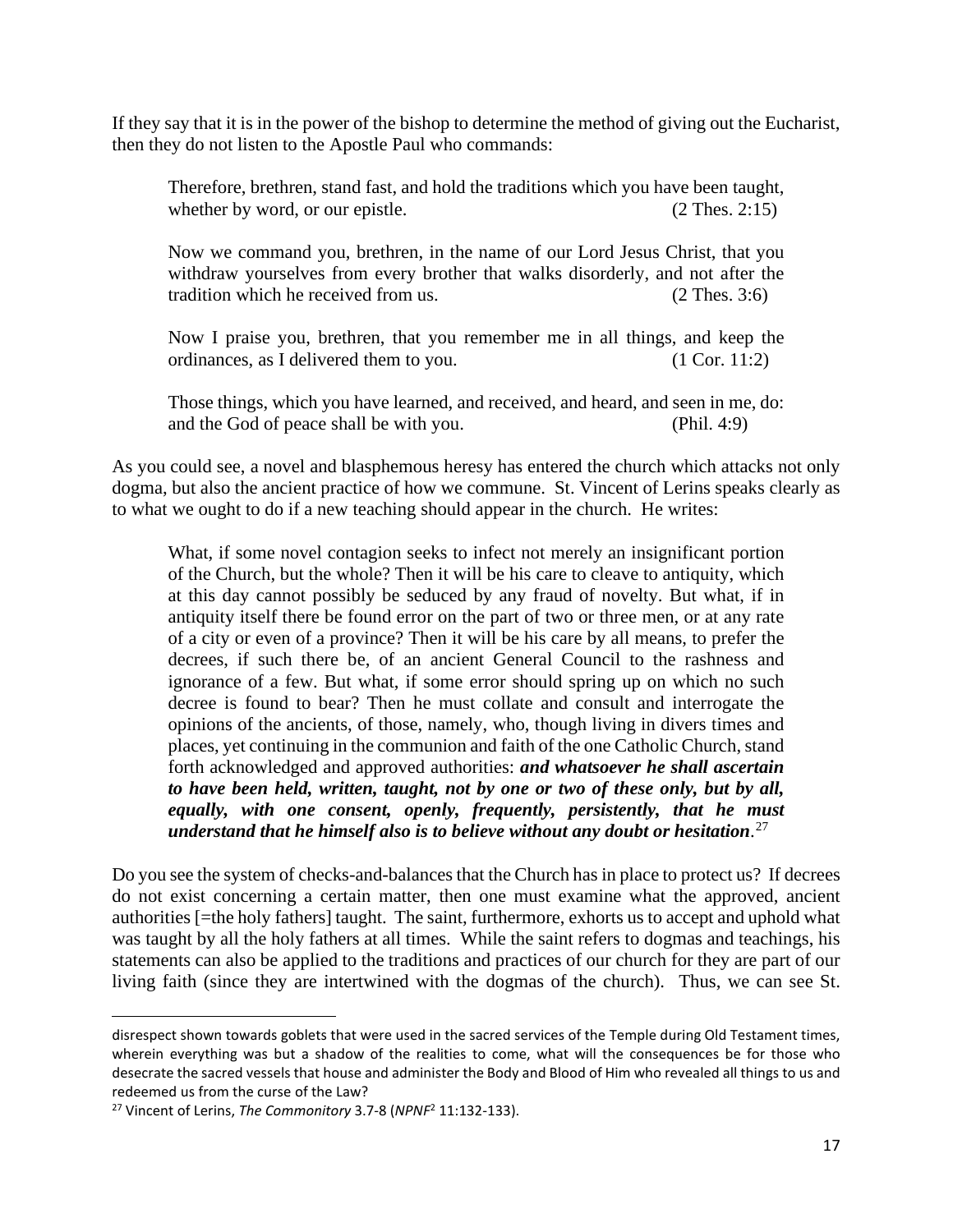If they say that it is in the power of the bishop to determine the method of giving out the Eucharist, then they do not listen to the Apostle Paul who commands:

> Therefore, brethren, stand fast, and hold the traditions which you have been taught, whether by word, or our epistle. (2 Thes. 2:15)
>
> Now we command you, brethren, in the name of our Lord Jesus Christ, that you withdraw yourselves from every brother that walks disorderly, and not after the tradition which he received from us. (2 Thes. 3:6)
>
> Now I praise you, brethren, that you remember me in all things, and keep the ordinances, as I delivered them to you. (1 Cor. 11:2)
>
> Those things, which you have learned, and received, and heard, and seen in me, do: and the God of peace shall be with you. (Phil. 4:9)

As you could see, a novel and blasphemous heresy has entered the church which attacks not only dogma, but also the ancient practice of how we commune. St. Vincent of Lerins speaks clearly as to what we ought to do if a new teaching should appear in the church. He writes:

> What, if some novel contagion seeks to infect not merely an insignificant portion of the Church, but the whole? Then it will be his care to cleave to antiquity, which at this day cannot possibly be seduced by any fraud of novelty. But what, if in antiquity itself there be found error on the part of two or three men, or at any rate of a city or even of a province? Then it will be his care by all means, to prefer the decrees, if such there be, of an ancient General Council to the rashness and ignorance of a few. But what, if some error should spring up on which no such decree is found to bear? Then he must collate and consult and interrogate the opinions of the ancients, of those, namely, who, though living in divers times and places, yet continuing in the communion and faith of the one Catholic Church, stand forth acknowledged and approved authorities: ***and whatsoever he shall ascertain to have been held, written, taught, not by one or two of these only, but by all, equally, with one consent, openly, frequently, persistently, that he must understand that he himself also is to believe without any doubt or hesitation***.[27]

Do you see the system of checks-and-balances that the Church has in place to protect us? If decrees do not exist concerning a certain matter, then one must examine what the approved, ancient authorities [=the holy fathers] taught. The saint, furthermore, exhorts us to accept and uphold what was taught by all the holy fathers at all times. While the saint refers to dogmas and teachings, his statements can also be applied to the traditions and practices of our church for they are part of our living faith (since they are intertwined with the dogmas of the church). Thus, we can see St.

---

disrespect shown towards goblets that were used in the sacred services of the Temple during Old Testament times, wherein everything was but a shadow of the realities to come, what will the consequences be for those who desecrate the sacred vessels that house and administer the Body and Blood of Him who revealed all things to us and redeemed us from the curse of the Law?

[27] Vincent of Lerins, *The Commonitory* 3.7-8 (*NPNF*[2] 11:132-133).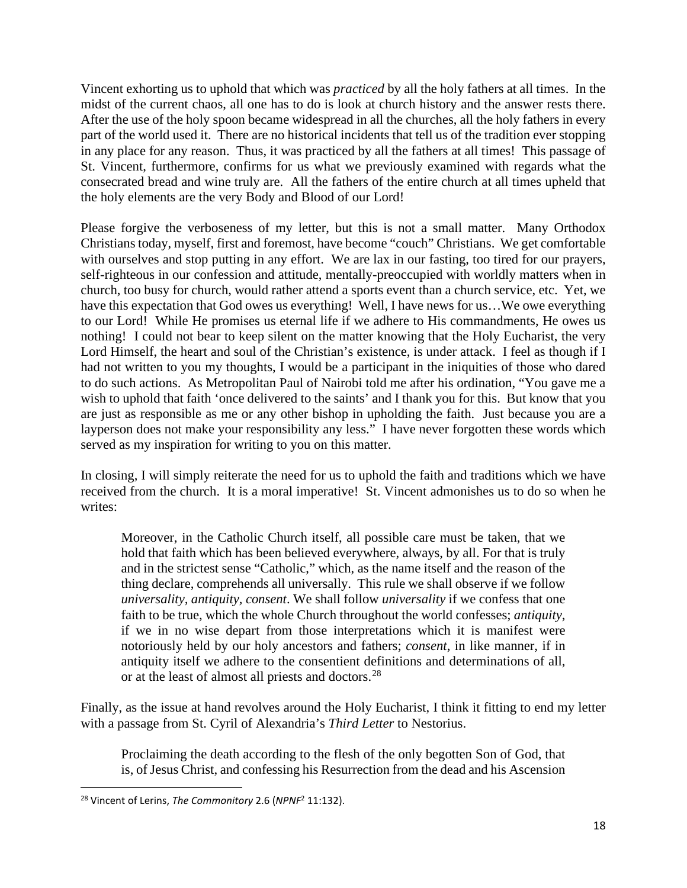Vincent exhorting us to uphold that which was *practiced* by all the holy fathers at all times. In the midst of the current chaos, all one has to do is look at church history and the answer rests there. After the use of the holy spoon became widespread in all the churches, all the holy fathers in every part of the world used it. There are no historical incidents that tell us of the tradition ever stopping in any place for any reason. Thus, it was practiced by all the fathers at all times! This passage of St. Vincent, furthermore, confirms for us what we previously examined with regards what the consecrated bread and wine truly are. All the fathers of the entire church at all times upheld that the holy elements are the very Body and Blood of our Lord!

Please forgive the verboseness of my letter, but this is not a small matter. Many Orthodox Christians today, myself, first and foremost, have become "couch" Christians. We get comfortable with ourselves and stop putting in any effort. We are lax in our fasting, too tired for our prayers, self-righteous in our confession and attitude, mentally-preoccupied with worldly matters when in church, too busy for church, would rather attend a sports event than a church service, etc. Yet, we have this expectation that God owes us everything! Well, I have news for us…We owe everything to our Lord! While He promises us eternal life if we adhere to His commandments, He owes us nothing! I could not bear to keep silent on the matter knowing that the Holy Eucharist, the very Lord Himself, the heart and soul of the Christian's existence, is under attack. I feel as though if I had not written to you my thoughts, I would be a participant in the iniquities of those who dared to do such actions. As Metropolitan Paul of Nairobi told me after his ordination, "You gave me a wish to uphold that faith 'once delivered to the saints' and I thank you for this. But know that you are just as responsible as me or any other bishop in upholding the faith. Just because you are a layperson does not make your responsibility any less." I have never forgotten these words which served as my inspiration for writing to you on this matter.

In closing, I will simply reiterate the need for us to uphold the faith and traditions which we have received from the church. It is a moral imperative! St. Vincent admonishes us to do so when he writes:

> Moreover, in the Catholic Church itself, all possible care must be taken, that we hold that faith which has been believed everywhere, always, by all. For that is truly and in the strictest sense "Catholic," which, as the name itself and the reason of the thing declare, comprehends all universally. This rule we shall observe if we follow *universality*, *antiquity*, *consent*. We shall follow *universality* if we confess that one faith to be true, which the whole Church throughout the world confesses; *antiquity*, if we in no wise depart from those interpretations which it is manifest were notoriously held by our holy ancestors and fathers; *consent*, in like manner, if in antiquity itself we adhere to the consentient definitions and determinations of all, or at the least of almost all priests and doctors.[28]

Finally, as the issue at hand revolves around the Holy Eucharist, I think it fitting to end my letter with a passage from St. Cyril of Alexandria's *Third Letter* to Nestorius.

> Proclaiming the death according to the flesh of the only begotten Son of God, that is, of Jesus Christ, and confessing his Resurrection from the dead and his Ascension

---

[28] Vincent of Lerins, *The Commonitory* 2.6 (*NPNF*[2] 11:132).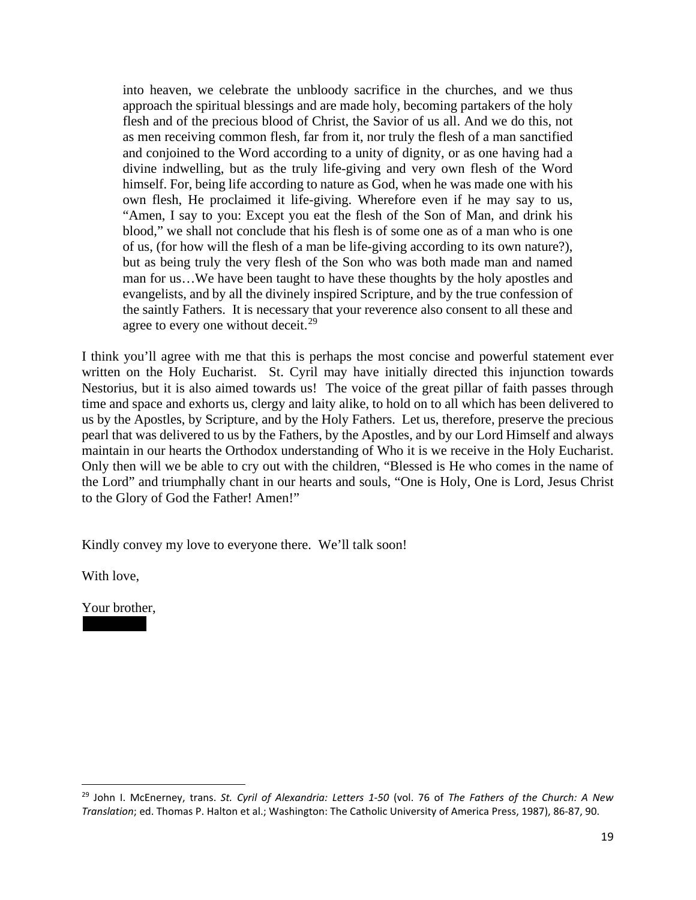> into heaven, we celebrate the unbloody sacrifice in the churches, and we thus approach the spiritual blessings and are made holy, becoming partakers of the holy flesh and of the precious blood of Christ, the Savior of us all. And we do this, not as men receiving common flesh, far from it, nor truly the flesh of a man sanctified and conjoined to the Word according to a unity of dignity, or as one having had a divine indwelling, but as the truly life-giving and very own flesh of the Word himself. For, being life according to nature as God, when he was made one with his own flesh, He proclaimed it life-giving. Wherefore even if he may say to us, "Amen, I say to you: Except you eat the flesh of the Son of Man, and drink his blood," we shall not conclude that his flesh is of some one as of a man who is one of us, (for how will the flesh of a man be life-giving according to its own nature?), but as being truly the very flesh of the Son who was both made man and named man for us…We have been taught to have these thoughts by the holy apostles and evangelists, and by all the divinely inspired Scripture, and by the true confession of the saintly Fathers. It is necessary that your reverence also consent to all these and agree to every one without deceit.[29]

I think you'll agree with me that this is perhaps the most concise and powerful statement ever written on the Holy Eucharist. St. Cyril may have initially directed this injunction towards Nestorius, but it is also aimed towards us! The voice of the great pillar of faith passes through time and space and exhorts us, clergy and laity alike, to hold on to all which has been delivered to us by the Apostles, by Scripture, and by the Holy Fathers. Let us, therefore, preserve the precious pearl that was delivered to us by the Fathers, by the Apostles, and by our Lord Himself and always maintain in our hearts the Orthodox understanding of Who it is we receive in the Holy Eucharist. Only then will we be able to cry out with the children, "Blessed is He who comes in the name of the Lord" and triumphally chant in our hearts and souls, "One is Holy, One is Lord, Jesus Christ to the Glory of God the Father! Amen!"

Kindly convey my love to everyone there. We'll talk soon!

With love,

Your brother,

---

[29] John I. McEnerney, trans. *St. Cyril of Alexandria: Letters 1-50* (vol. 76 of *The Fathers of the Church: A New Translation*; ed. Thomas P. Halton et al.; Washington: The Catholic University of America Press, 1987), 86-87, 90.